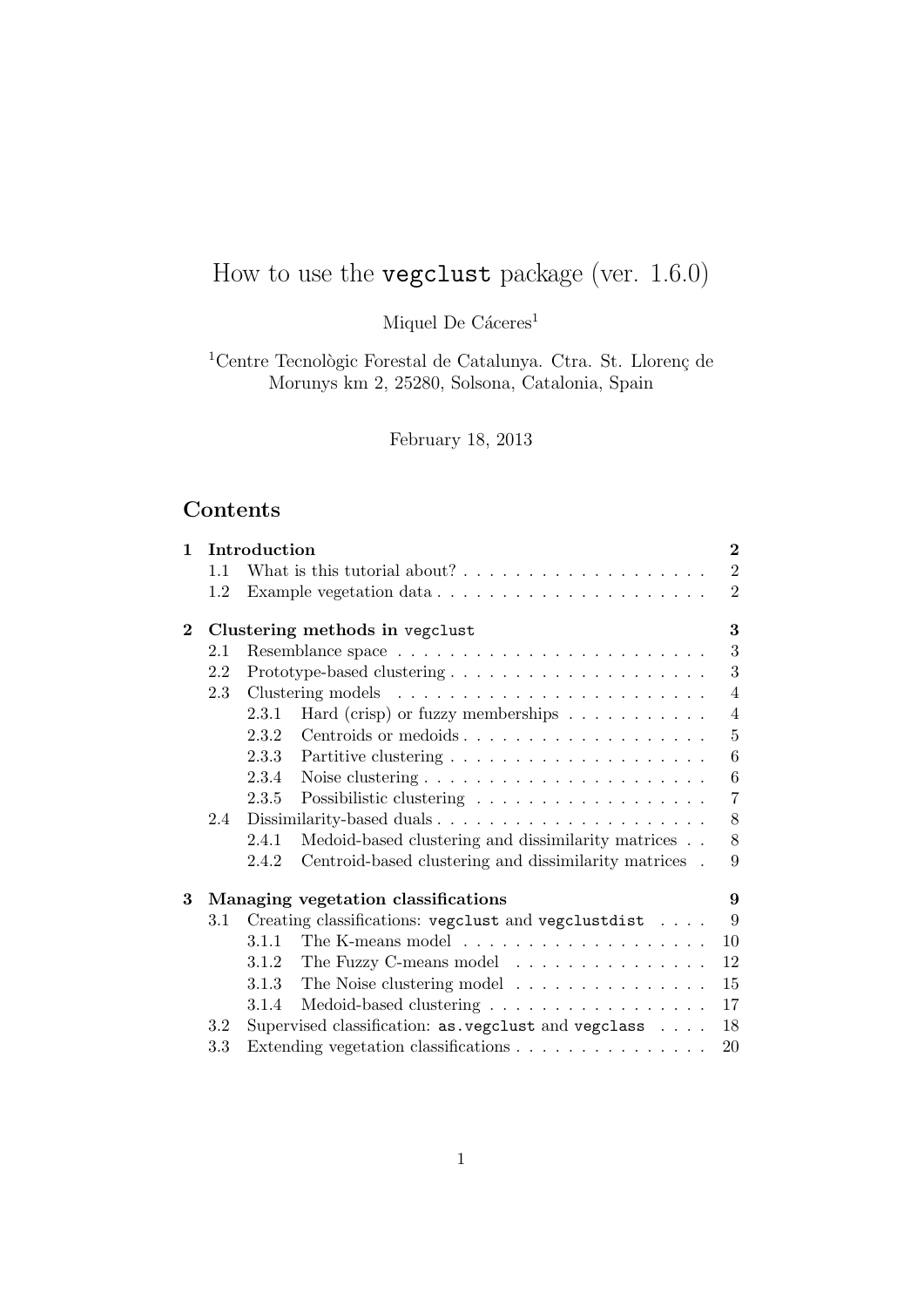# How to use the `vegclust` package (ver. 1.6.0)

Miquel De Cáceres[1]

[1]Centre Tecnològic Forestal de Catalunya. Ctra. St. Llorenç de Morunys km 2, 25280, Solsona, Catalonia, Spain

February 18, 2013

## Contents

- **1 Introduction** — 2
  - 1.1 What is this tutorial about? — 2
  - 1.2 Example vegetation data — 2
- **2 Clustering methods in `vegclust`** — 3
  - 2.1 Resemblance space — 3
  - 2.2 Prototype-based clustering — 3
  - 2.3 Clustering models — 4
    - 2.3.1 Hard (crisp) or fuzzy memberships — 4
    - 2.3.2 Centroids or medoids — 5
    - 2.3.3 Partitive clustering — 6
    - 2.3.4 Noise clustering — 6
    - 2.3.5 Possibilistic clustering — 7
  - 2.4 Dissimilarity-based duals — 8
    - 2.4.1 Medoid-based clustering and dissimilarity matrices — 8
    - 2.4.2 Centroid-based clustering and dissimilarity matrices — 9
- **3 Managing vegetation classifications** — 9
  - 3.1 Creating classifications: `vegclust` and `vegclustdist` — 9
    - 3.1.1 The K-means model — 10
    - 3.1.2 The Fuzzy C-means model — 12
    - 3.1.3 The Noise clustering model — 15
    - 3.1.4 Medoid-based clustering — 17
  - 3.2 Supervised classification: `as.vegclust` and `vegclass` — 18
  - 3.3 Extending vegetation classifications — 20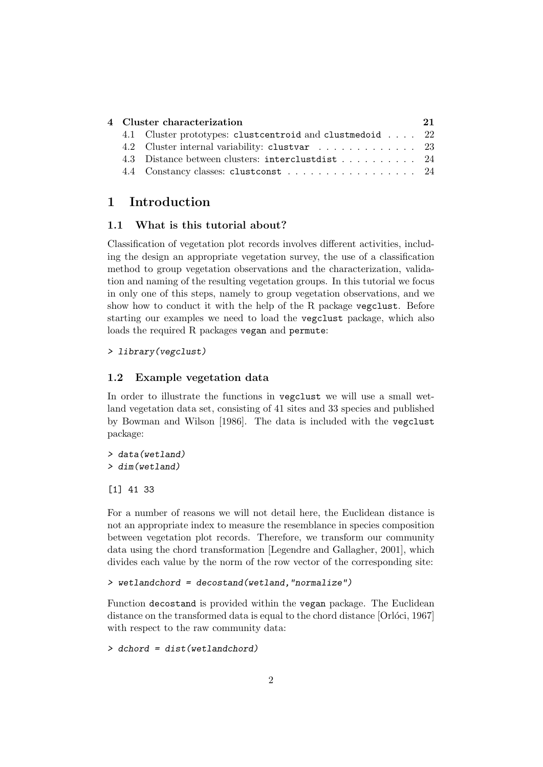| | | |
|---|---|---|
| **4** | **Cluster characterization** | **21** |
| 4.1 | Cluster prototypes: `clustcentroid` and `clustmedoid` | 22 |
| 4.2 | Cluster internal variability: `clustvar` | 23 |
| 4.3 | Distance between clusters: `interclustdist` | 24 |
| 4.4 | Constancy classes: `clustconst` | 24 |

# 1 Introduction

## 1.1 What is this tutorial about?

Classification of vegetation plot records involves different activities, including the design an appropriate vegetation survey, the use of a classification method to group vegetation observations and the characterization, validation and naming of the resulting vegetation groups. In this tutorial we focus in only one of this steps, namely to group vegetation observations, and we show how to conduct it with the help of the R package `vegclust`. Before starting our examples we need to load the `vegclust` package, which also loads the required R packages `vegan` and `permute`:

```
> library(vegclust)
```

## 1.2 Example vegetation data

In order to illustrate the functions in `vegclust` we will use a small wetland vegetation data set, consisting of 41 sites and 33 species and published by Bowman and Wilson [1986]. The data is included with the `vegclust` package:

```
> data(wetland)
> dim(wetland)
```

```
[1] 41 33
```

For a number of reasons we will not detail here, the Euclidean distance is not an appropriate index to measure the resemblance in species composition between vegetation plot records. Therefore, we transform our community data using the chord transformation [Legendre and Gallagher, 2001], which divides each value by the norm of the row vector of the corresponding site:

```
> wetlandchord = decostand(wetland,"normalize")
```

Function `decostand` is provided within the `vegan` package. The Euclidean distance on the transformed data is equal to the chord distance [Orlóci, 1967] with respect to the raw community data:

```
> dchord = dist(wetlandchord)
```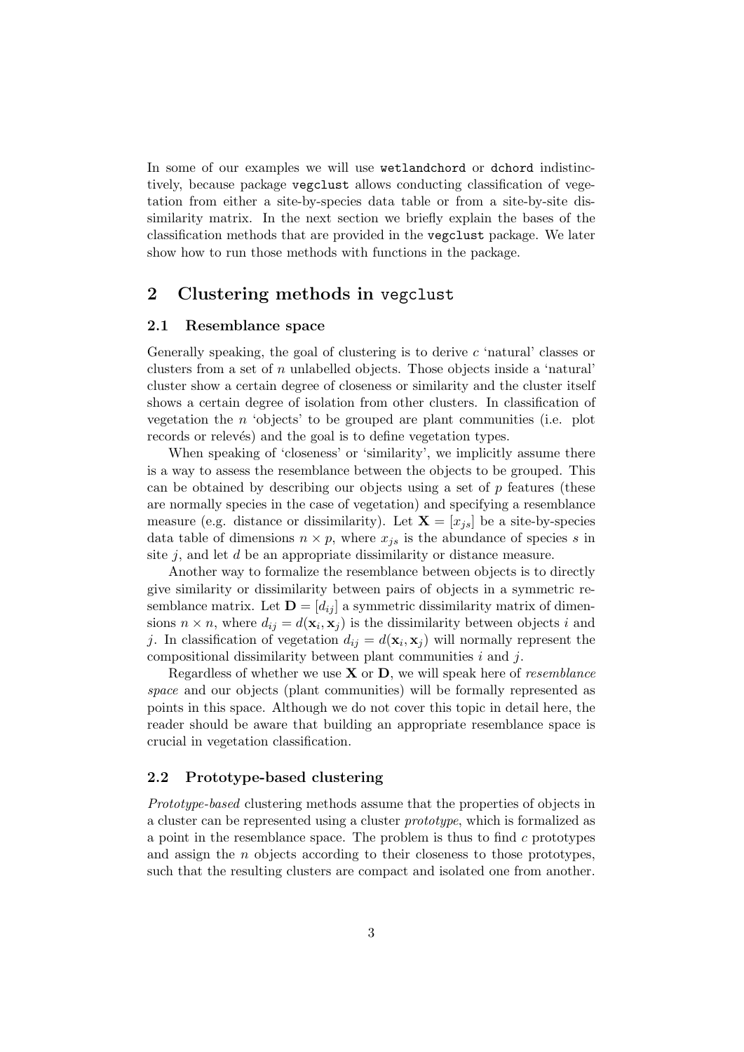In some of our examples we will use `wetlandchord` or `dchord` indistinctively, because package `vegclust` allows conducting classification of vegetation from either a site-by-species data table or from a site-by-site dissimilarity matrix. In the next section we briefly explain the bases of the classification methods that are provided in the `vegclust` package. We later show how to run those methods with functions in the package.

## 2 Clustering methods in `vegclust`

### 2.1 Resemblance space

Generally speaking, the goal of clustering is to derive $c$ 'natural' classes or clusters from a set of $n$ unlabelled objects. Those objects inside a 'natural' cluster show a certain degree of closeness or similarity and the cluster itself shows a certain degree of isolation from other clusters. In classification of vegetation the $n$ 'objects' to be grouped are plant communities (i.e. plot records or relevés) and the goal is to define vegetation types.

When speaking of 'closeness' or 'similarity', we implicitly assume there is a way to assess the resemblance between the objects to be grouped. This can be obtained by describing our objects using a set of $p$ features (these are normally species in the case of vegetation) and specifying a resemblance measure (e.g. distance or dissimilarity). Let $\mathbf{X} = [x_{js}]$ be a site-by-species data table of dimensions $n \times p$, where $x_{js}$ is the abundance of species $s$ in site $j$, and let $d$ be an appropriate dissimilarity or distance measure.

Another way to formalize the resemblance between objects is to directly give similarity or dissimilarity between pairs of objects in a symmetric resemblance matrix. Let $\mathbf{D} = [d_{ij}]$ a symmetric dissimilarity matrix of dimensions $n \times n$, where $d_{ij} = d(\mathbf{x}_i, \mathbf{x}_j)$ is the dissimilarity between objects $i$ and $j$. In classification of vegetation $d_{ij} = d(\mathbf{x}_i, \mathbf{x}_j)$ will normally represent the compositional dissimilarity between plant communities $i$ and $j$.

Regardless of whether we use $\mathbf{X}$ or $\mathbf{D}$, we will speak here of *resemblance space* and our objects (plant communities) will be formally represented as points in this space. Although we do not cover this topic in detail here, the reader should be aware that building an appropriate resemblance space is crucial in vegetation classification.

### 2.2 Prototype-based clustering

*Prototype-based* clustering methods assume that the properties of objects in a cluster can be represented using a cluster *prototype*, which is formalized as a point in the resemblance space. The problem is thus to find $c$ prototypes and assign the $n$ objects according to their closeness to those prototypes, such that the resulting clusters are compact and isolated one from another.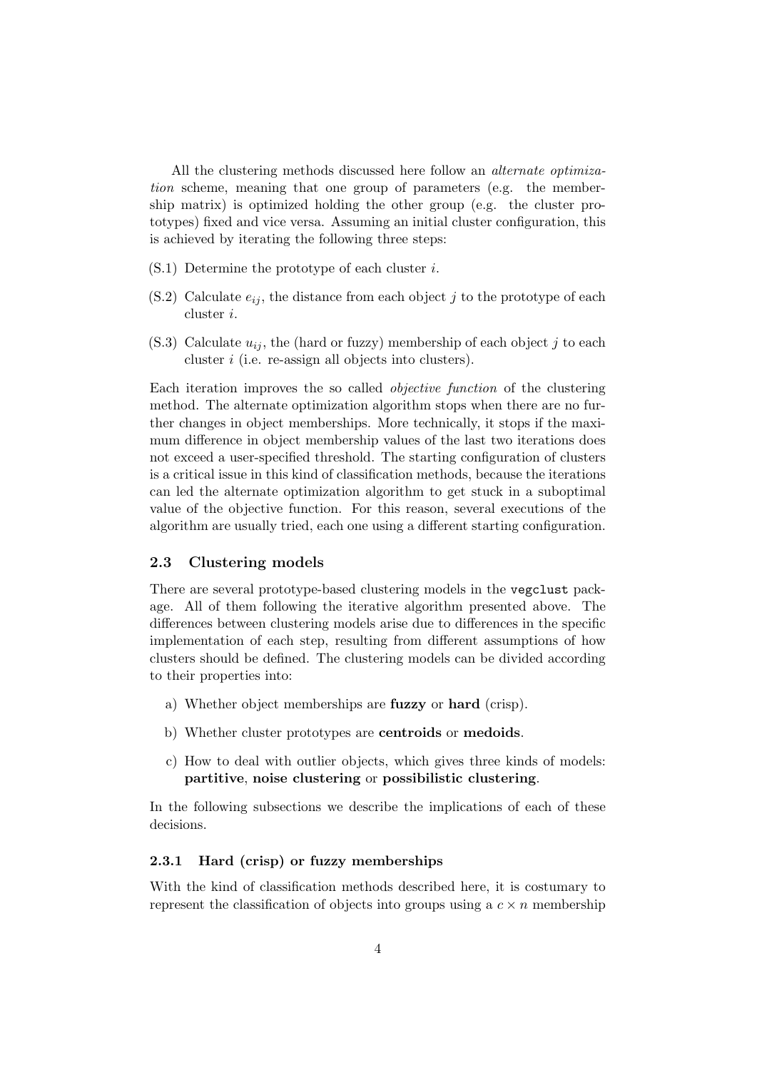All the clustering methods discussed here follow an *alternate optimization* scheme, meaning that one group of parameters (e.g. the membership matrix) is optimized holding the other group (e.g. the cluster prototypes) fixed and vice versa. Assuming an initial cluster configuration, this is achieved by iterating the following three steps:

(S.1) Determine the prototype of each cluster $i$.

(S.2) Calculate $e_{ij}$, the distance from each object $j$ to the prototype of each cluster $i$.

(S.3) Calculate $u_{ij}$, the (hard or fuzzy) membership of each object $j$ to each cluster $i$ (i.e. re-assign all objects into clusters).

Each iteration improves the so called *objective function* of the clustering method. The alternate optimization algorithm stops when there are no further changes in object memberships. More technically, it stops if the maximum difference in object membership values of the last two iterations does not exceed a user-specified threshold. The starting configuration of clusters is a critical issue in this kind of classification methods, because the iterations can led the alternate optimization algorithm to get stuck in a suboptimal value of the objective function. For this reason, several executions of the algorithm are usually tried, each one using a different starting configuration.

### 2.3 Clustering models

There are several prototype-based clustering models in the `vegclust` package. All of them following the iterative algorithm presented above. The differences between clustering models arise due to differences in the specific implementation of each step, resulting from different assumptions of how clusters should be defined. The clustering models can be divided according to their properties into:

a) Whether object memberships are **fuzzy** or **hard** (crisp).

b) Whether cluster prototypes are **centroids** or **medoids**.

c) How to deal with outlier objects, which gives three kinds of models: **partitive**, **noise clustering** or **possibilistic clustering**.

In the following subsections we describe the implications of each of these decisions.

#### 2.3.1 Hard (crisp) or fuzzy memberships

With the kind of classification methods described here, it is costumary to represent the classification of objects into groups using a $c \times n$ membership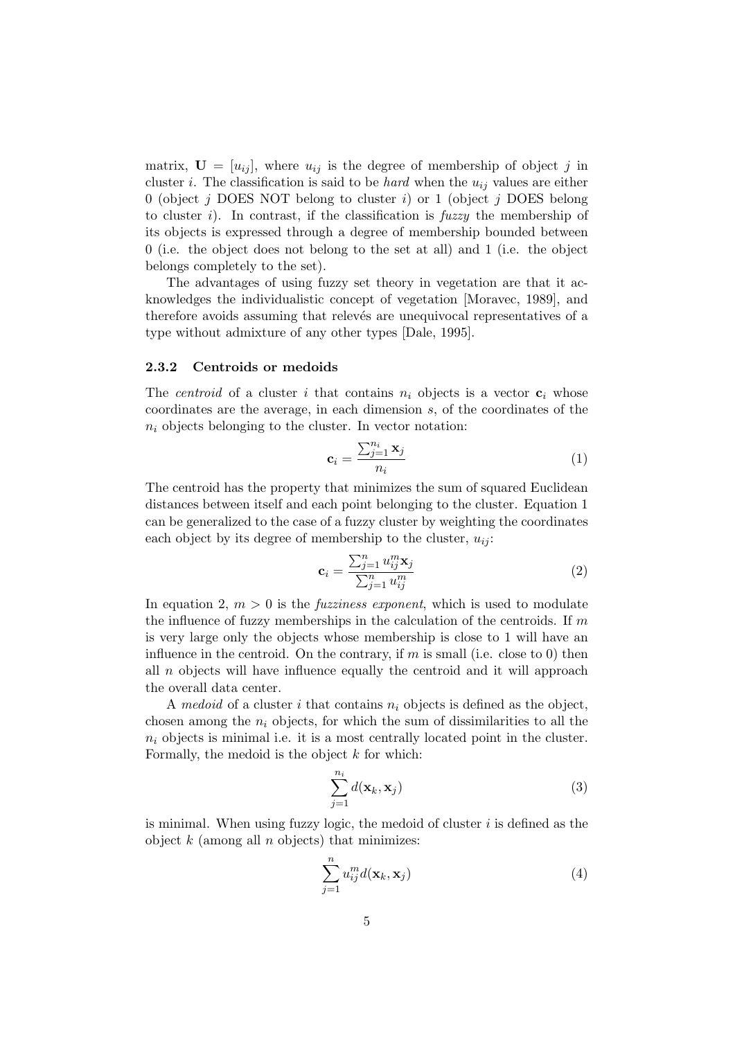matrix, $\mathbf{U} = [u_{ij}]$, where $u_{ij}$ is the degree of membership of object $j$ in cluster $i$. The classification is said to be *hard* when the $u_{ij}$ values are either 0 (object $j$ DOES NOT belong to cluster $i$) or 1 (object $j$ DOES belong to cluster $i$). In contrast, if the classification is *fuzzy* the membership of its objects is expressed through a degree of membership bounded between 0 (i.e. the object does not belong to the set at all) and 1 (i.e. the object belongs completely to the set).

The advantages of using fuzzy set theory in vegetation are that it acknowledges the individualistic concept of vegetation [Moravec, 1989], and therefore avoids assuming that relevés are unequivocal representatives of a type without admixture of any other types [Dale, 1995].

### 2.3.2 Centroids or medoids

The *centroid* of a cluster $i$ that contains $n_i$ objects is a vector $\mathbf{c}_i$ whose coordinates are the average, in each dimension $s$, of the coordinates of the $n_i$ objects belonging to the cluster. In vector notation:

$$\mathbf{c}_i = \frac{\sum_{j=1}^{n_i} \mathbf{x}_j}{n_i} \tag{1}$$

The centroid has the property that minimizes the sum of squared Euclidean distances between itself and each point belonging to the cluster. Equation 1 can be generalized to the case of a fuzzy cluster by weighting the coordinates each object by its degree of membership to the cluster, $u_{ij}$:

$$\mathbf{c}_i = \frac{\sum_{j=1}^{n} u_{ij}^m \mathbf{x}_j}{\sum_{j=1}^{n} u_{ij}^m} \tag{2}$$

In equation 2, $m > 0$ is the *fuzziness exponent*, which is used to modulate the influence of fuzzy memberships in the calculation of the centroids. If $m$ is very large only the objects whose membership is close to 1 will have an influence in the centroid. On the contrary, if $m$ is small (i.e. close to 0) then all $n$ objects will have influence equally the centroid and it will approach the overall data center.

A *medoid* of a cluster $i$ that contains $n_i$ objects is defined as the object, chosen among the $n_i$ objects, for which the sum of dissimilarities to all the $n_i$ objects is minimal i.e. it is a most centrally located point in the cluster. Formally, the medoid is the object $k$ for which:

$$\sum_{j=1}^{n_i} d(\mathbf{x}_k, \mathbf{x}_j) \tag{3}$$

is minimal. When using fuzzy logic, the medoid of cluster $i$ is defined as the object $k$ (among all $n$ objects) that minimizes:

$$\sum_{j=1}^{n} u_{ij}^m d(\mathbf{x}_k, \mathbf{x}_j) \tag{4}$$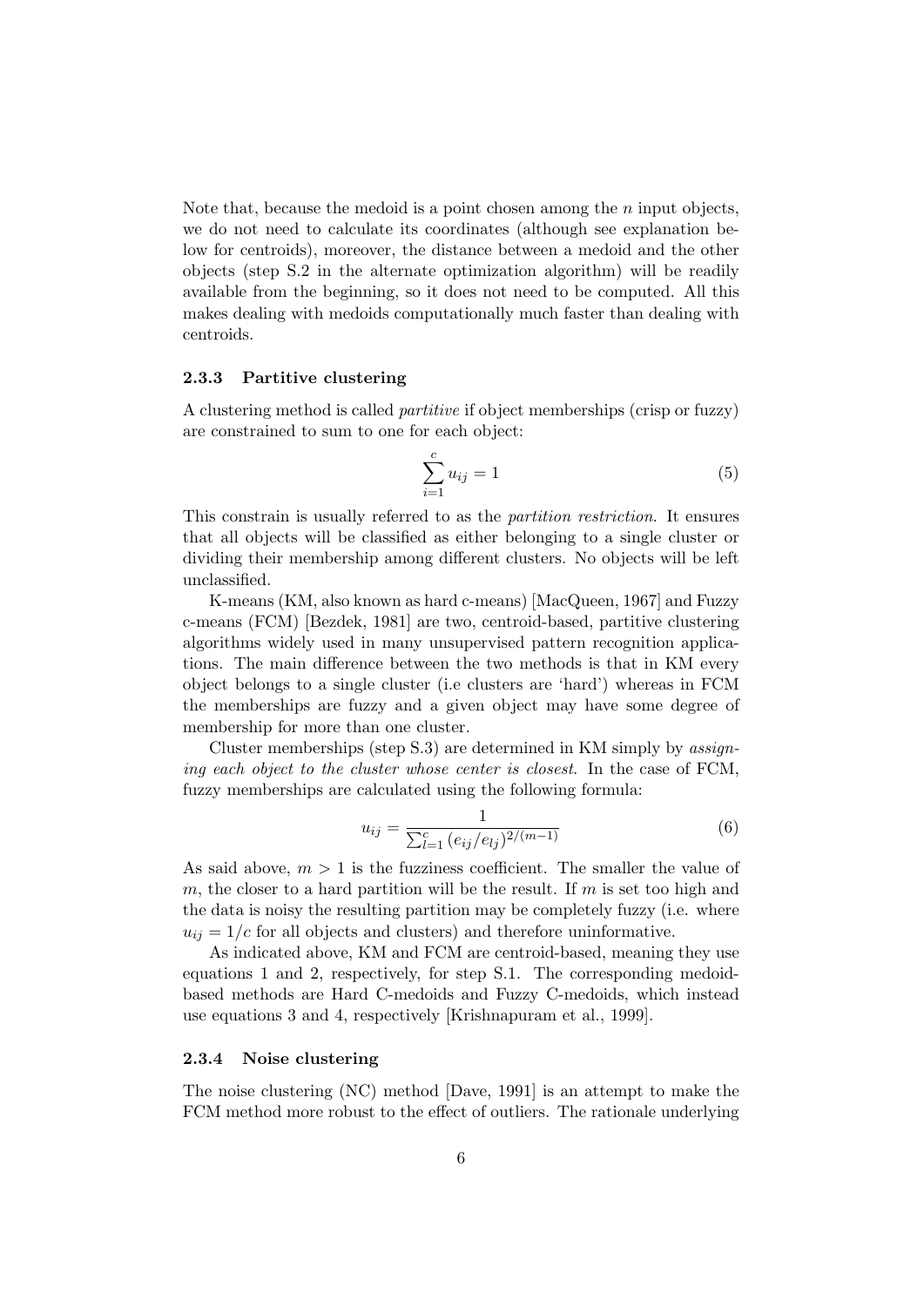Note that, because the medoid is a point chosen among the $n$ input objects, we do not need to calculate its coordinates (although see explanation below for centroids), moreover, the distance between a medoid and the other objects (step S.2 in the alternate optimization algorithm) will be readily available from the beginning, so it does not need to be computed. All this makes dealing with medoids computationally much faster than dealing with centroids.

### 2.3.3 Partitive clustering

A clustering method is called *partitive* if object memberships (crisp or fuzzy) are constrained to sum to one for each object:

$$\sum_{i=1}^{c} u_{ij} = 1 \tag{5}$$

This constrain is usually referred to as the *partition restriction*. It ensures that all objects will be classified as either belonging to a single cluster or dividing their membership among different clusters. No objects will be left unclassified.

K-means (KM, also known as hard c-means) [MacQueen, 1967] and Fuzzy c-means (FCM) [Bezdek, 1981] are two, centroid-based, partitive clustering algorithms widely used in many unsupervised pattern recognition applications. The main difference between the two methods is that in KM every object belongs to a single cluster (i.e clusters are 'hard') whereas in FCM the memberships are fuzzy and a given object may have some degree of membership for more than one cluster.

Cluster memberships (step S.3) are determined in KM simply by *assigning each object to the cluster whose center is closest*. In the case of FCM, fuzzy memberships are calculated using the following formula:

$$u_{ij} = \frac{1}{\sum_{l=1}^{c} (e_{ij}/e_{lj})^{2/(m-1)}} \tag{6}$$

As said above, $m > 1$ is the fuzziness coefficient. The smaller the value of $m$, the closer to a hard partition will be the result. If $m$ is set too high and the data is noisy the resulting partition may be completely fuzzy (i.e. where $u_{ij} = 1/c$ for all objects and clusters) and therefore uninformative.

As indicated above, KM and FCM are centroid-based, meaning they use equations 1 and 2, respectively, for step S.1. The corresponding medoid-based methods are Hard C-medoids and Fuzzy C-medoids, which instead use equations 3 and 4, respectively [Krishnapuram et al., 1999].

### 2.3.4 Noise clustering

The noise clustering (NC) method [Dave, 1991] is an attempt to make the FCM method more robust to the effect of outliers. The rationale underlying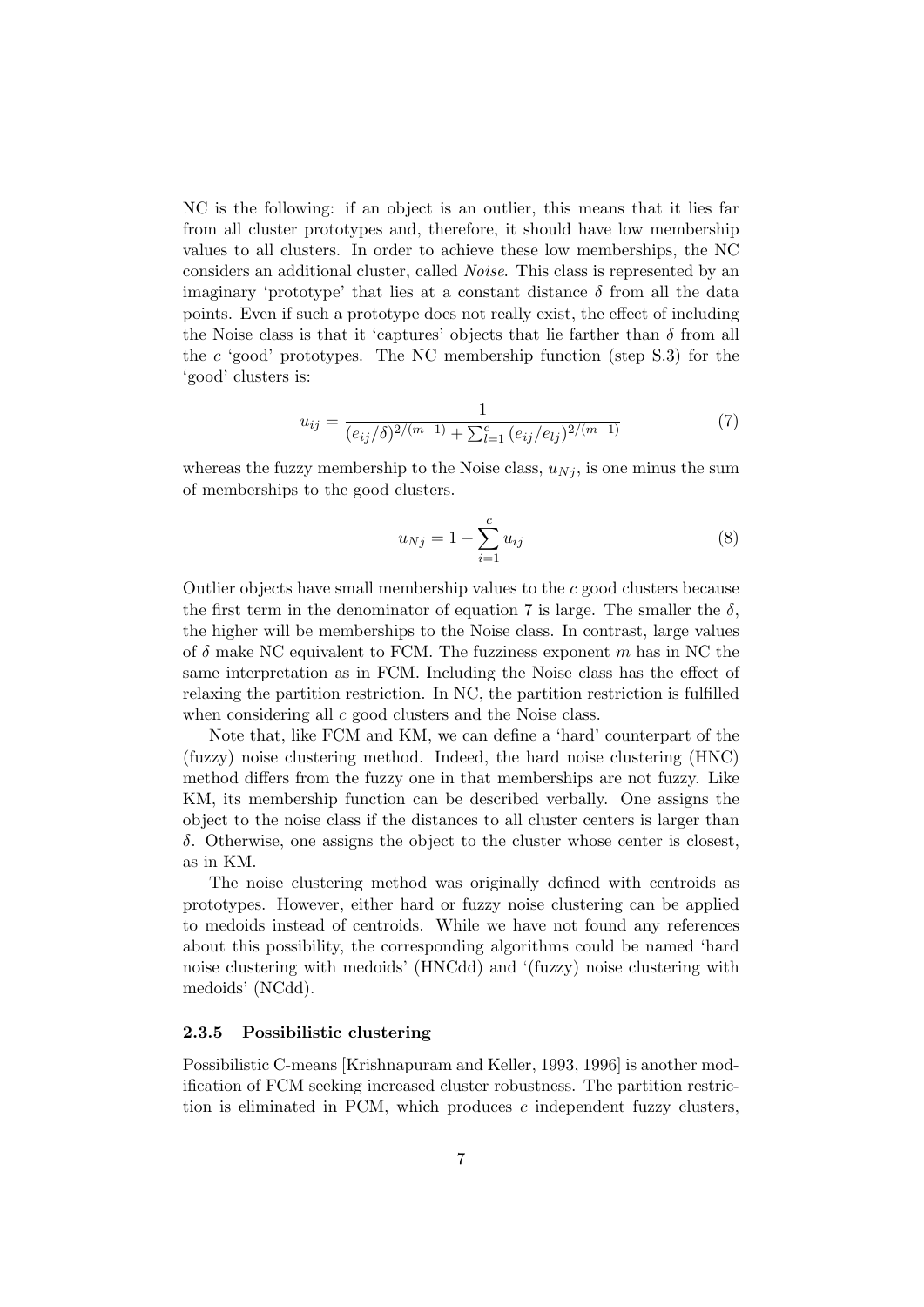NC is the following: if an object is an outlier, this means that it lies far from all cluster prototypes and, therefore, it should have low membership values to all clusters. In order to achieve these low memberships, the NC considers an additional cluster, called *Noise*. This class is represented by an imaginary 'prototype' that lies at a constant distance $\delta$ from all the data points. Even if such a prototype does not really exist, the effect of including the Noise class is that it 'captures' objects that lie farther than $\delta$ from all the $c$ 'good' prototypes. The NC membership function (step S.3) for the 'good' clusters is:

$$u_{ij} = \frac{1}{(e_{ij}/\delta)^{2/(m-1)} + \sum_{l=1}^{c} (e_{ij}/e_{lj})^{2/(m-1)}} \tag{7}$$

whereas the fuzzy membership to the Noise class, $u_{Nj}$, is one minus the sum of memberships to the good clusters.

$$u_{Nj} = 1 - \sum_{i=1}^{c} u_{ij} \tag{8}$$

Outlier objects have small membership values to the $c$ good clusters because the first term in the denominator of equation 7 is large. The smaller the $\delta$, the higher will be memberships to the Noise class. In contrast, large values of $\delta$ make NC equivalent to FCM. The fuzziness exponent $m$ has in NC the same interpretation as in FCM. Including the Noise class has the effect of relaxing the partition restriction. In NC, the partition restriction is fulfilled when considering all $c$ good clusters and the Noise class.

Note that, like FCM and KM, we can define a 'hard' counterpart of the (fuzzy) noise clustering method. Indeed, the hard noise clustering (HNC) method differs from the fuzzy one in that memberships are not fuzzy. Like KM, its membership function can be described verbally. One assigns the object to the noise class if the distances to all cluster centers is larger than $\delta$. Otherwise, one assigns the object to the cluster whose center is closest, as in KM.

The noise clustering method was originally defined with centroids as prototypes. However, either hard or fuzzy noise clustering can be applied to medoids instead of centroids. While we have not found any references about this possibility, the corresponding algorithms could be named 'hard noise clustering with medoids' (HNCdd) and '(fuzzy) noise clustering with medoids' (NCdd).

### 2.3.5 Possibilistic clustering

Possibilistic C-means [Krishnapuram and Keller, 1993, 1996] is another modification of FCM seeking increased cluster robustness. The partition restriction is eliminated in PCM, which produces $c$ independent fuzzy clusters,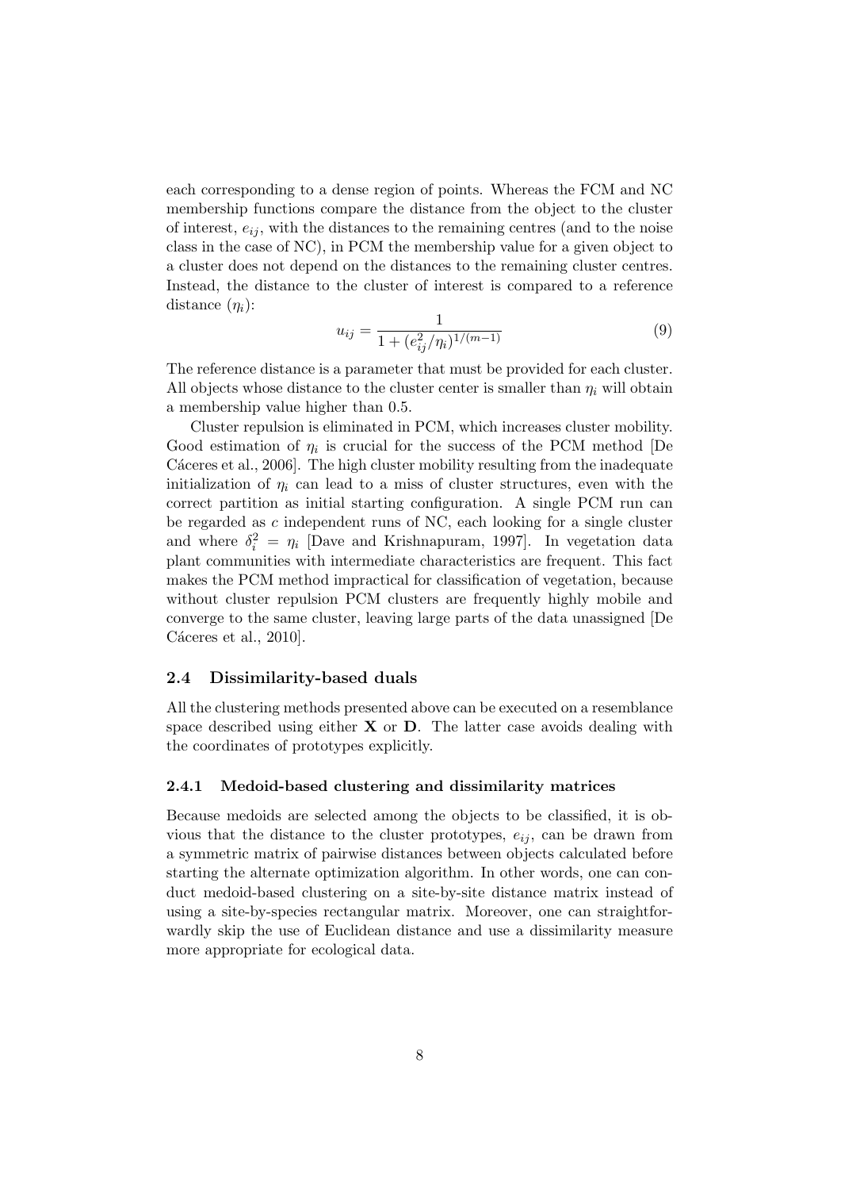each corresponding to a dense region of points. Whereas the FCM and NC membership functions compare the distance from the object to the cluster of interest, $e_{ij}$, with the distances to the remaining centres (and to the noise class in the case of NC), in PCM the membership value for a given object to a cluster does not depend on the distances to the remaining cluster centres. Instead, the distance to the cluster of interest is compared to a reference distance ($\eta_i$):

$$u_{ij} = \frac{1}{1 + (e_{ij}^2/\eta_i)^{1/(m-1)}} \tag{9}$$

The reference distance is a parameter that must be provided for each cluster. All objects whose distance to the cluster center is smaller than $\eta_i$ will obtain a membership value higher than 0.5.

Cluster repulsion is eliminated in PCM, which increases cluster mobility. Good estimation of $\eta_i$ is crucial for the success of the PCM method [De Cáceres et al., 2006]. The high cluster mobility resulting from the inadequate initialization of $\eta_i$ can lead to a miss of cluster structures, even with the correct partition as initial starting configuration. A single PCM run can be regarded as $c$ independent runs of NC, each looking for a single cluster and where $\delta_i^2 = \eta_i$ [Dave and Krishnapuram, 1997]. In vegetation data plant communities with intermediate characteristics are frequent. This fact makes the PCM method impractical for classification of vegetation, because without cluster repulsion PCM clusters are frequently highly mobile and converge to the same cluster, leaving large parts of the data unassigned [De Cáceres et al., 2010].

### 2.4 Dissimilarity-based duals

All the clustering methods presented above can be executed on a resemblance space described using either $\mathbf{X}$ or $\mathbf{D}$. The latter case avoids dealing with the coordinates of prototypes explicitly.

#### 2.4.1 Medoid-based clustering and dissimilarity matrices

Because medoids are selected among the objects to be classified, it is obvious that the distance to the cluster prototypes, $e_{ij}$, can be drawn from a symmetric matrix of pairwise distances between objects calculated before starting the alternate optimization algorithm. In other words, one can conduct medoid-based clustering on a site-by-site distance matrix instead of using a site-by-species rectangular matrix. Moreover, one can straightforwardly skip the use of Euclidean distance and use a dissimilarity measure more appropriate for ecological data.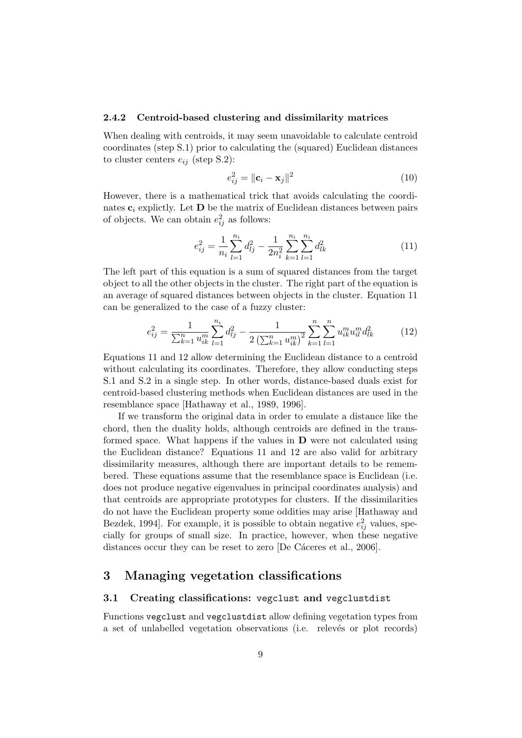### 2.4.2 Centroid-based clustering and dissimilarity matrices

When dealing with centroids, it may seem unavoidable to calculate centroid coordinates (step S.1) prior to calculating the (squared) Euclidean distances to cluster centers $e_{ij}$ (step S.2):

$$e_{ij}^2 = \|\mathbf{c}_i - \mathbf{x}_j\|^2 \tag{10}$$

However, there is a mathematical trick that avoids calculating the coordinates $\mathbf{c}_i$ explictly. Let $\mathbf{D}$ be the matrix of Euclidean distances between pairs of objects. We can obtain $e_{ij}^2$ as follows:

$$e_{ij}^2 = \frac{1}{n_i}\sum_{l=1}^{n_i} d_{lj}^2 - \frac{1}{2n_i^2}\sum_{k=1}^{n_i}\sum_{l=1}^{n_i} d_{lk}^2 \tag{11}$$

The left part of this equation is a sum of squared distances from the target object to all the other objects in the cluster. The right part of the equation is an average of squared distances between objects in the cluster. Equation 11 can be generalized to the case of a fuzzy cluster:

$$e_{ij}^2 = \frac{1}{\sum_{k=1}^{n} u_{ik}^m}\sum_{l=1}^{n_i} d_{lj}^2 - \frac{1}{2\left(\sum_{k=1}^{n} u_{ik}^m\right)^2}\sum_{k=1}^{n}\sum_{l=1}^{n} u_{ik}^m u_{il}^m d_{lk}^2 \tag{12}$$

Equations 11 and 12 allow determining the Euclidean distance to a centroid without calculating its coordinates. Therefore, they allow conducting steps S.1 and S.2 in a single step. In other words, distance-based duals exist for centroid-based clustering methods when Euclidean distances are used in the resemblance space [Hathaway et al., 1989, 1996].

If we transform the original data in order to emulate a distance like the chord, then the duality holds, although centroids are defined in the transformed space. What happens if the values in $\mathbf{D}$ were not calculated using the Euclidean distance? Equations 11 and 12 are also valid for arbitrary dissimilarity measures, although there are important details to be remembered. These equations assume that the resemblance space is Euclidean (i.e. does not produce negative eigenvalues in principal coordinates analysis) and that centroids are appropriate prototypes for clusters. If the dissimilarities do not have the Euclidean property some oddities may arise [Hathaway and Bezdek, 1994]. For example, it is possible to obtain negative $e_{ij}^2$ values, specially for groups of small size. In practice, however, when these negative distances occur they can be reset to zero [De Cáceres et al., 2006].

# 3 Managing vegetation classifications

## 3.1 Creating classifications: `vegclust` and `vegclustdist`

Functions `vegclust` and `vegclustdist` allow defining vegetation types from a set of unlabelled vegetation observations (i.e. relevés or plot records)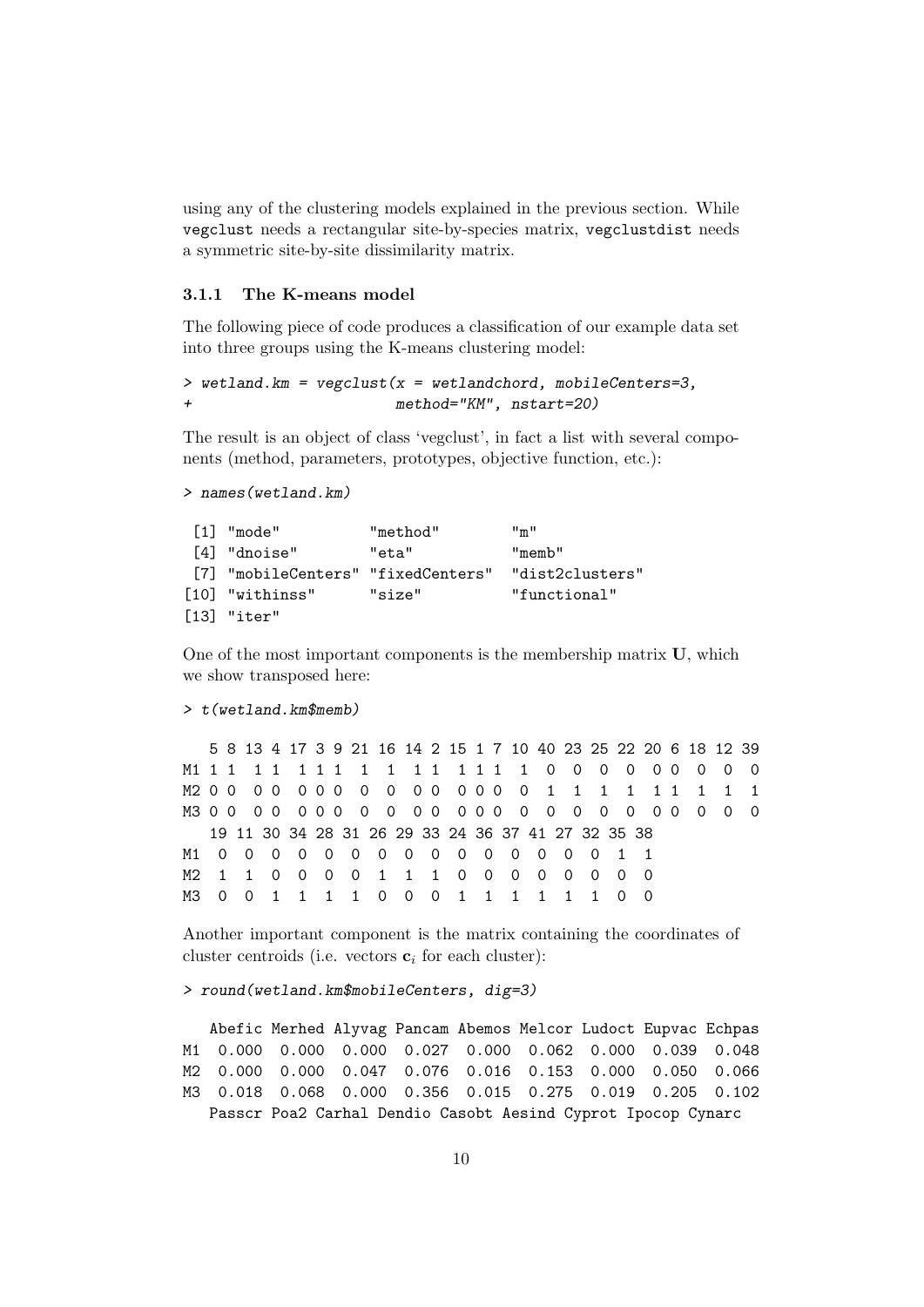using any of the clustering models explained in the previous section. While vegclust needs a rectangular site-by-species matrix, vegclustdist needs a symmetric site-by-site dissimilarity matrix.

### 3.1.1 The K-means model

The following piece of code produces a classification of our example data set into three groups using the K-means clustering model:

```
> wetland.km = vegclust(x = wetlandchord, mobileCenters=3,
+                       method="KM", nstart=20)
```

The result is an object of class 'vegclust', in fact a list with several components (method, parameters, prototypes, objective function, etc.):

```
> names(wetland.km)
```

```
 [1] "mode"          "method"        "m"
 [4] "dnoise"        "eta"           "memb"
 [7] "mobileCenters" "fixedCenters"  "dist2clusters"
[10] "withinss"      "size"          "functional"
[13] "iter"
```

One of the most important components is the membership matrix $\mathbf{U}$, which we show transposed here:

```
> t(wetland.km$memb)
```

```
   5 8 13 4 17 3 9 21 16 14 2 15 1 7 10 40 23 25 22 20 6 18 12 39
M1 1 1  1 1  1 1 1  1  1  1 1  1 1 1  1  0  0  0  0  0 0  0  0  0
M2 0 0  0 0  0 0 0  0  0  0 0  0 0 0  0  1  1  1  1  1 1  1  1  1
M3 0 0  0 0  0 0 0  0  0  0 0  0 0 0  0  0  0  0  0  0 0  0  0  0
   19 11 30 34 28 31 26 29 33 24 36 37 41 27 32 35 38
M1  0  0  0  0  0  0  0  0  0  0  0  0  0  0  0  1  1
M2  1  1  0  0  0  0  1  1  1  0  0  0  0  0  0  0  0
M3  0  0  1  1  1  1  0  0  0  1  1  1  1  1  1  0  0
```

Another important component is the matrix containing the coordinates of cluster centroids (i.e. vectors $\mathbf{c}_i$ for each cluster):

```
> round(wetland.km$mobileCenters, dig=3)
```

```
   Abefic Merhed Alyvag Pancam Abemos Melcor Ludoct Eupvac Echpas
M1  0.000  0.000  0.000  0.027  0.000  0.062  0.000  0.039  0.048
M2  0.000  0.000  0.047  0.076  0.016  0.153  0.000  0.050  0.066
M3  0.018  0.068  0.000  0.356  0.015  0.275  0.019  0.205  0.102
   Passcr Poa2 Carhal Dendio Casobt Aesind Cyprot Ipocop Cynarc
```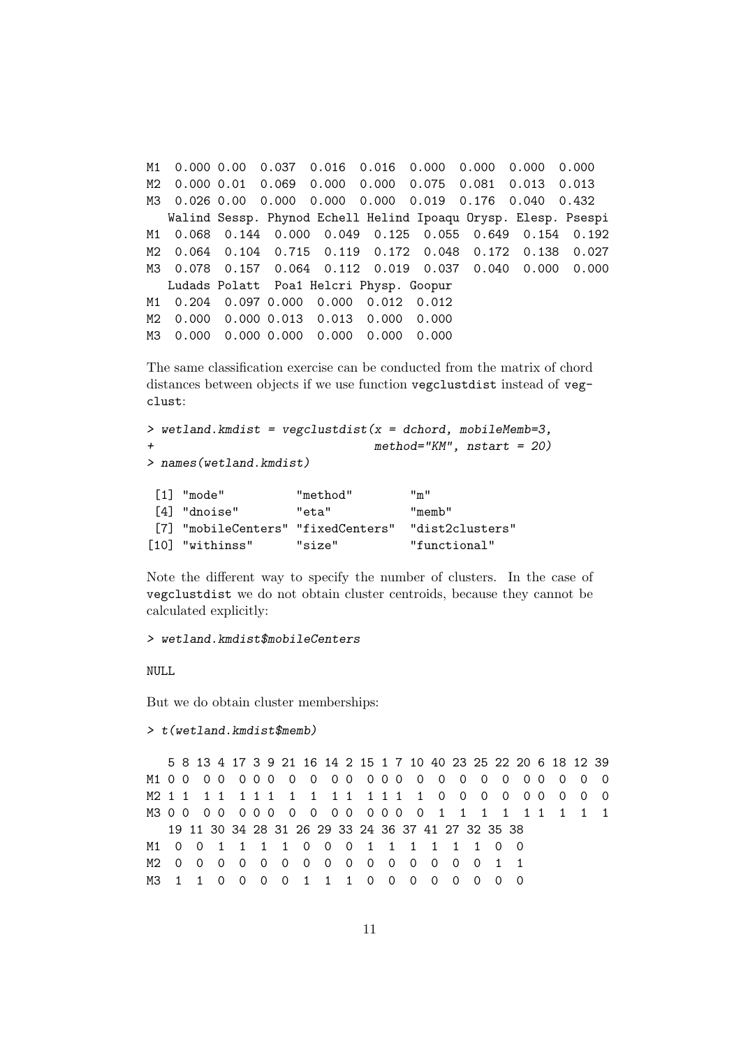```
M1  0.000 0.00  0.037  0.016  0.016  0.000  0.000  0.000  0.000
M2  0.000 0.01  0.069  0.000  0.000  0.075  0.081  0.013  0.013
M3  0.026 0.00  0.000  0.000  0.000  0.019  0.176  0.040  0.432
   Walind Sessp. Phynod Echell Helind Ipoaqu Orysp. Elesp. Psespi
M1  0.068  0.144  0.000  0.049  0.125  0.055  0.649  0.154  0.192
M2  0.064  0.104  0.715  0.119  0.172  0.048  0.172  0.138  0.027
M3  0.078  0.157  0.064  0.112  0.019  0.037  0.040  0.000  0.000
   Ludads Polatt  Poa1 Helcri Physp. Goopur
M1  0.204  0.097 0.000  0.000  0.012  0.012
M2  0.000  0.000 0.013  0.013  0.000  0.000
M3  0.000  0.000 0.000  0.000  0.000  0.000
```

The same classification exercise can be conducted from the matrix of chord distances between objects if we use function `vegclustdist` instead of `vegclust`:

```
> wetland.kmdist = vegclustdist(x = dchord, mobileMemb=3,
+                              method="KM", nstart = 20)
> names(wetland.kmdist)

 [1] "mode"           "method"         "m"
 [4] "dnoise"         "eta"            "memb"
 [7] "mobileCenters" "fixedCenters"   "dist2clusters"
[10] "withinss"       "size"           "functional"
```

Note the different way to specify the number of clusters. In the case of `vegclustdist` we do not obtain cluster centroids, because they cannot be calculated explicitly:

```
> wetland.kmdist$mobileCenters

NULL
```

But we do obtain cluster memberships:

```
> t(wetland.kmdist$memb)

   5 8 13 4 17 3 9 21 16 14 2 15 1 7 10 40 23 25 22 20 6 18 12 39
M1 0 0  0 0  0 0 0  0  0  0 0  0 0 0  0  0  0  0  0  0 0  0  0  0
M2 1 1  1 1  1 1 1  1  1  1 1  1 1 1  1  0  0  0  0  0 0  0  0  0
M3 0 0  0 0  0 0 0  0  0  0 0  0 0 0  0  1  1  1  1  1 1  1  1  1
   19 11 30 34 28 31 26 29 33 24 36 37 41 27 32 35 38
M1  0  0  1  1  1  1  0  0  0  1  1  1  1  1  1  0  0
M2  0  0  0  0  0  0  0  0  0  0  0  0  0  0  0  1  1
M3  1  1  0  0  0  0  1  1  1  0  0  0  0  0  0  0  0
```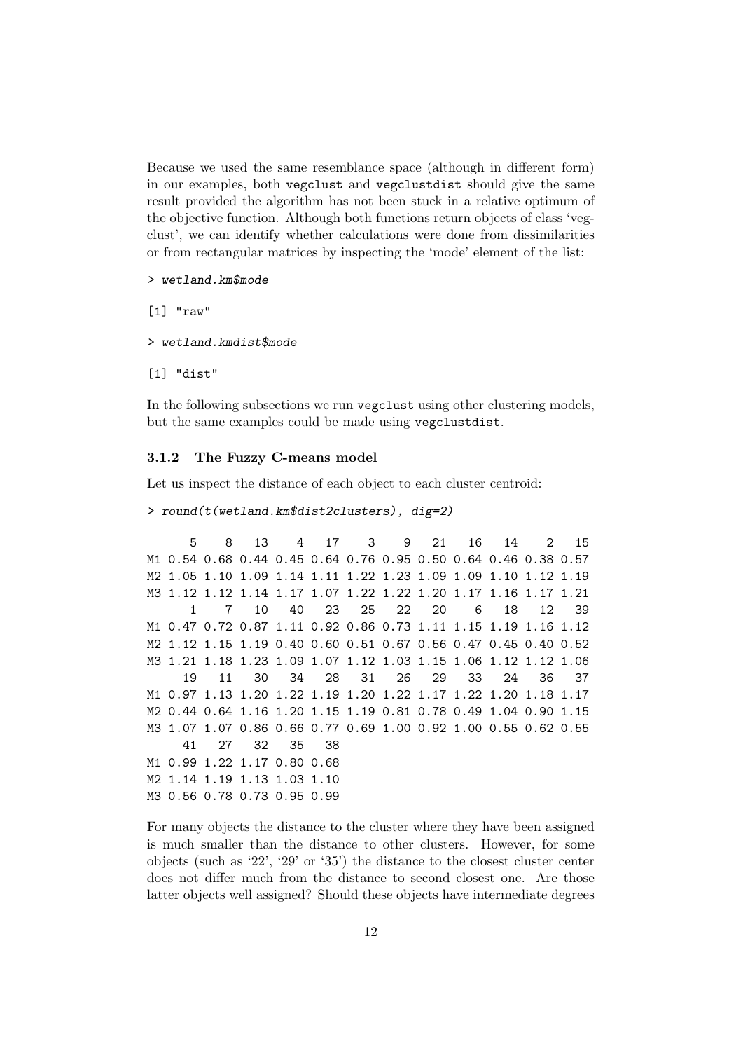Because we used the same resemblance space (although in different form) in our examples, both vegclust and vegclustdist should give the same result provided the algorithm has not been stuck in a relative optimum of the objective function. Although both functions return objects of class 'vegclust', we can identify whether calculations were done from dissimilarities or from rectangular matrices by inspecting the 'mode' element of the list:

```
> wetland.km$mode

[1] "raw"

> wetland.kmdist$mode

[1] "dist"
```

In the following subsections we run vegclust using other clustering models, but the same examples could be made using vegclustdist.

### 3.1.2 The Fuzzy C-means model

Let us inspect the distance of each object to each cluster centroid:

```
> round(t(wetland.km$dist2clusters), dig=2)

      5    8   13    4   17    3    9   21   16   14    2   15
M1 0.54 0.68 0.44 0.45 0.64 0.76 0.95 0.50 0.64 0.46 0.38 0.57
M2 1.05 1.10 1.09 1.14 1.11 1.22 1.23 1.09 1.09 1.10 1.12 1.19
M3 1.12 1.12 1.14 1.17 1.07 1.22 1.22 1.20 1.17 1.16 1.17 1.21
      1    7   10   40   23   25   22   20    6   18   12   39
M1 0.47 0.72 0.87 1.11 0.92 0.86 0.73 1.11 1.15 1.19 1.16 1.12
M2 1.12 1.15 1.19 0.40 0.60 0.51 0.67 0.56 0.47 0.45 0.40 0.52
M3 1.21 1.18 1.23 1.09 1.07 1.12 1.03 1.15 1.06 1.12 1.12 1.06
     19   11   30   34   28   31   26   29   33   24   36   37
M1 0.97 1.13 1.20 1.22 1.19 1.20 1.22 1.17 1.22 1.20 1.18 1.17
M2 0.44 0.64 1.16 1.20 1.15 1.19 0.81 0.78 0.49 1.04 0.90 1.15
M3 1.07 1.07 0.86 0.66 0.77 0.69 1.00 0.92 1.00 0.55 0.62 0.55
     41   27   32   35   38
M1 0.99 1.22 1.17 0.80 0.68
M2 1.14 1.19 1.13 1.03 1.10
M3 0.56 0.78 0.73 0.95 0.99
```

For many objects the distance to the cluster where they have been assigned is much smaller than the distance to other clusters. However, for some objects (such as '22', '29' or '35') the distance to the closest cluster center does not differ much from the distance to second closest one. Are those latter objects well assigned? Should these objects have intermediate degrees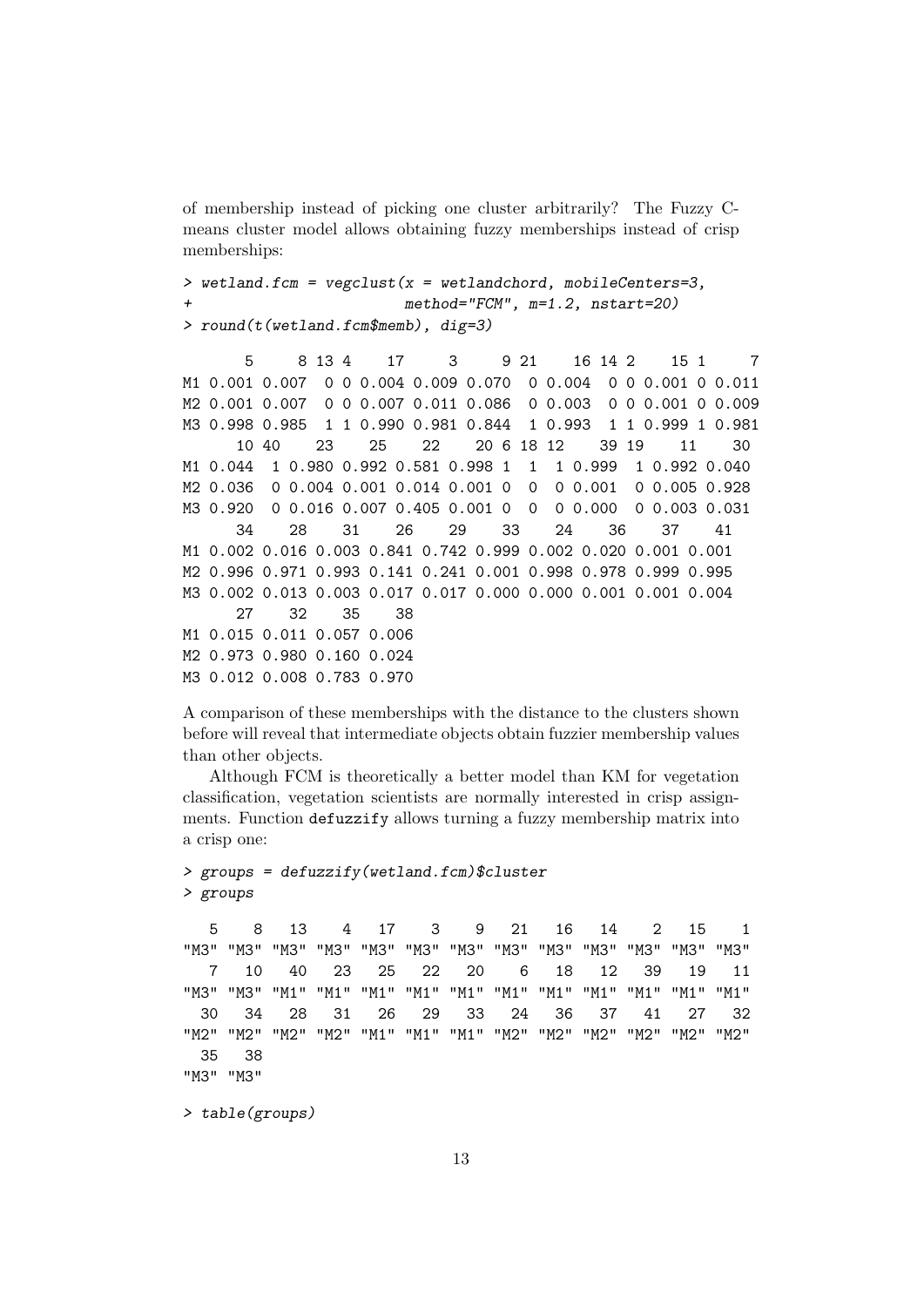of membership instead of picking one cluster arbitrarily? The Fuzzy C-means cluster model allows obtaining fuzzy memberships instead of crisp memberships:

```
> wetland.fcm = vegclust(x = wetlandchord, mobileCenters=3,
+                        method="FCM", m=1.2, nstart=20)
> round(t(wetland.fcm$memb), dig=3)
```

```
       5     8 13 4    17     3     9 21    16 14 2    15 1     7
M1 0.001 0.007  0 0 0.004 0.009 0.070  0 0.004  0 0 0.001 0 0.011
M2 0.001 0.007  0 0 0.007 0.011 0.086  0 0.003  0 0 0.001 0 0.009
M3 0.998 0.985  1 1 0.990 0.981 0.844  1 0.993  1 1 0.999 1 0.981
      10 40    23    25    22    20 6 18 12    39 19    11    30
M1 0.044  1 0.980 0.992 0.581 0.998 1  1  1 0.999  1 0.992 0.040
M2 0.036  0 0.004 0.001 0.014 0.001 0  0  0 0.001  0 0.005 0.928
M3 0.920  0 0.016 0.007 0.405 0.001 0  0  0 0.000  0 0.003 0.031
      34    28    31    26    29    33    24    36    37    41
M1 0.002 0.016 0.003 0.841 0.742 0.999 0.002 0.020 0.001 0.001
M2 0.996 0.971 0.993 0.141 0.241 0.001 0.998 0.978 0.999 0.995
M3 0.002 0.013 0.003 0.017 0.017 0.000 0.000 0.001 0.001 0.004
      27    32    35    38
M1 0.015 0.011 0.057 0.006
M2 0.973 0.980 0.160 0.024
M3 0.012 0.008 0.783 0.970
```

A comparison of these memberships with the distance to the clusters shown before will reveal that intermediate objects obtain fuzzier membership values than other objects.

Although FCM is theoretically a better model than KM for vegetation classification, vegetation scientists are normally interested in crisp assignments. Function `defuzzify` allows turning a fuzzy membership matrix into a crisp one:

```
> groups = defuzzify(wetland.fcm)$cluster
> groups
```

```
   5    8   13    4   17    3    9   21   16   14    2   15    1 
"M3" "M3" "M3" "M3" "M3" "M3" "M3" "M3" "M3" "M3" "M3" "M3" "M3" 
   7   10   40   23   25   22   20    6   18   12   39   19   11 
"M3" "M3" "M1" "M1" "M1" "M1" "M1" "M1" "M1" "M1" "M1" "M1" "M1" 
  30   34   28   31   26   29   33   24   36   37   41   27   32 
"M2" "M2" "M2" "M2" "M1" "M1" "M1" "M2" "M2" "M2" "M2" "M2" "M2" 
  35   38 
"M3" "M3" 
```

```
> table(groups)
```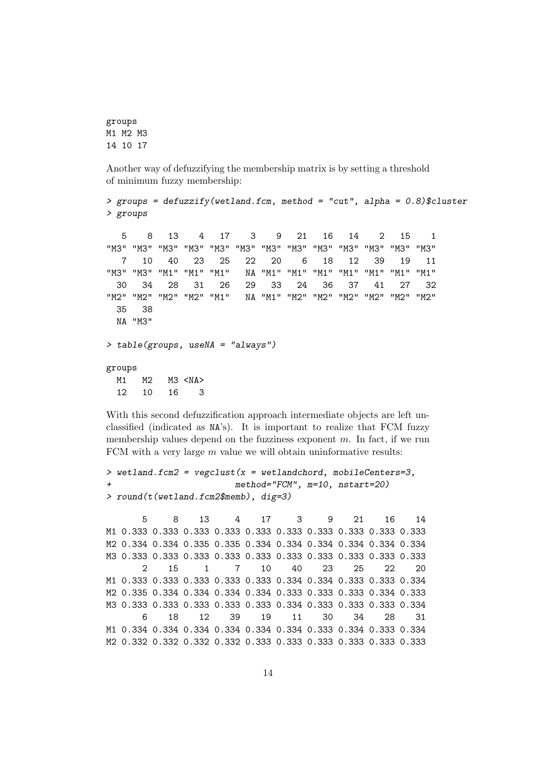```
groups
M1 M2 M3
14 10 17
```

Another way of defuzzifying the membership matrix is by setting a threshold of minimum fuzzy membership:

```
> groups = defuzzify(wetland.fcm, method = "cut", alpha = 0.8)$cluster
> groups

   5    8   13    4   17    3    9   21   16   14    2   15    1 
"M3" "M3" "M3" "M3" "M3" "M3" "M3" "M3" "M3" "M3" "M3" "M3" "M3" 
   7   10   40   23   25   22   20    6   18   12   39   19   11 
"M3" "M3" "M1" "M1" "M1"   NA "M1" "M1" "M1" "M1" "M1" "M1" "M1" 
  30   34   28   31   26   29   33   24   36   37   41   27   32 
"M2" "M2" "M2" "M2" "M1"   NA "M1" "M2" "M2" "M2" "M2" "M2" "M2" 
  35   38 
  NA "M3" 

> table(groups, useNA = "always")

groups
  M1   M2   M3 <NA> 
  12   10   16    3 
```

With this second defuzzification approach intermediate objects are left unclassified (indicated as NA's). It is important to realize that FCM fuzzy membership values depend on the fuzziness exponent $m$. In fact, if we run FCM with a very large $m$ value we will obtain uninformative results:

```
> wetland.fcm2 = vegclust(x = wetlandchord, mobileCenters=3,
+                         method="FCM", m=10, nstart=20)
> round(t(wetland.fcm2$memb), dig=3)

       5     8    13     4    17     3     9    21    16    14
M1 0.333 0.333 0.333 0.333 0.333 0.333 0.333 0.333 0.333 0.333
M2 0.334 0.334 0.335 0.335 0.334 0.334 0.334 0.334 0.334 0.334
M3 0.333 0.333 0.333 0.333 0.333 0.333 0.333 0.333 0.333 0.333
       2    15     1     7    10    40    23    25    22    20
M1 0.333 0.333 0.333 0.333 0.333 0.334 0.334 0.333 0.333 0.334
M2 0.335 0.334 0.334 0.334 0.334 0.333 0.333 0.333 0.334 0.333
M3 0.333 0.333 0.333 0.333 0.333 0.334 0.333 0.333 0.333 0.334
       6    18    12    39    19    11    30    34    28    31
M1 0.334 0.334 0.334 0.334 0.334 0.334 0.333 0.334 0.333 0.334
M2 0.332 0.332 0.332 0.332 0.333 0.333 0.333 0.333 0.333 0.333
```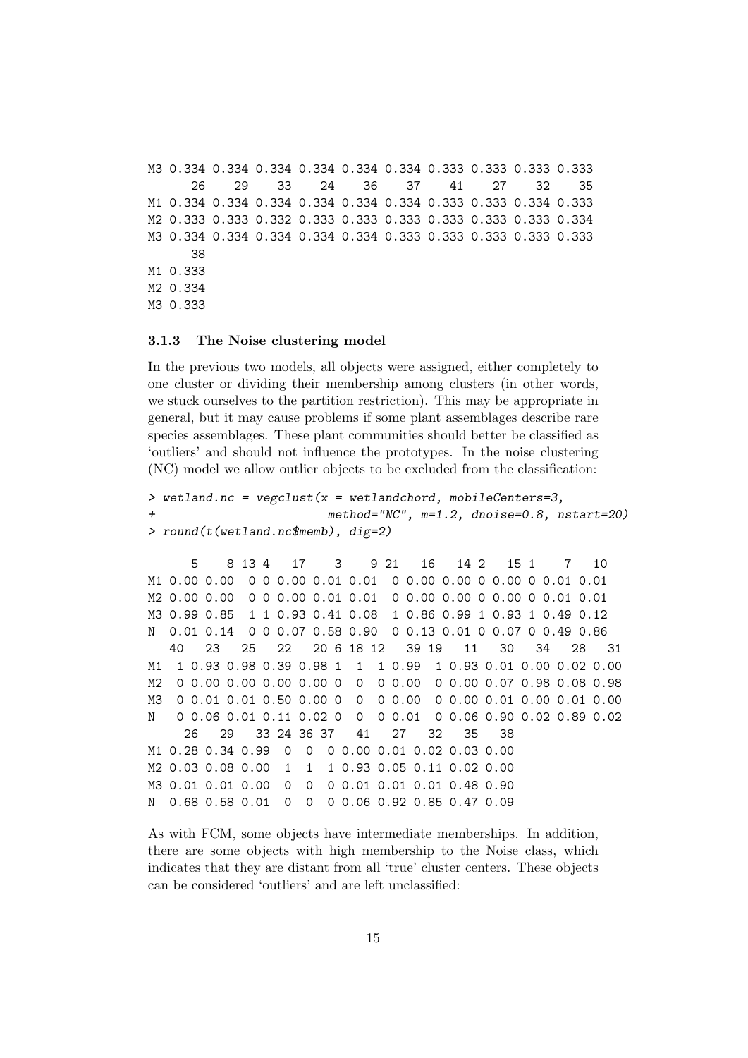```
M3 0.334 0.334 0.334 0.334 0.334 0.334 0.333 0.333 0.333 0.333
      26    29    33    24    36    37    41    27    32    35
M1 0.334 0.334 0.334 0.334 0.334 0.334 0.333 0.333 0.334 0.333
M2 0.333 0.333 0.332 0.333 0.333 0.333 0.333 0.333 0.333 0.334
M3 0.334 0.334 0.334 0.334 0.334 0.333 0.333 0.333 0.333 0.333
      38
M1 0.333
M2 0.334
M3 0.333
```

### 3.1.3 The Noise clustering model

In the previous two models, all objects were assigned, either completely to one cluster or dividing their membership among clusters (in other words, we stuck ourselves to the partition restriction). This may be appropriate in general, but it may cause problems if some plant assemblages describe rare species assemblages. These plant communities should better be classified as 'outliers' and should not influence the prototypes. In the noise clustering (NC) model we allow outlier objects to be excluded from the classification:

```
> wetland.nc = vegclust(x = wetlandchord, mobileCenters=3,
+                       method="NC", m=1.2, dnoise=0.8, nstart=20)
> round(t(wetland.nc$memb), dig=2)

      5    8 13 4   17    3    9 21   16   14 2   15 1    7   10
M1 0.00 0.00  0 0 0.00 0.01 0.01  0 0.00 0.00 0 0.00 0 0.01 0.01
M2 0.00 0.00  0 0 0.00 0.01 0.01  0 0.00 0.00 0 0.00 0 0.01 0.01
M3 0.99 0.85  1 1 0.93 0.41 0.08  1 0.86 0.99 1 0.93 1 0.49 0.12
N  0.01 0.14  0 0 0.07 0.58 0.90  0 0.13 0.01 0 0.07 0 0.49 0.86
   40   23   25   22   20 6 18 12   39 19   11   30   34   28   31
M1  1 0.93 0.98 0.39 0.98 1  1  1 0.99  1 0.93 0.01 0.00 0.02 0.00
M2  0 0.00 0.00 0.00 0.00 0  0  0 0.00  0 0.00 0.07 0.98 0.08 0.98
M3  0 0.01 0.01 0.50 0.00 0  0  0 0.00  0 0.00 0.01 0.00 0.01 0.00
N   0 0.06 0.01 0.11 0.02 0  0  0 0.01  0 0.06 0.90 0.02 0.89 0.02
     26   29   33 24 36 37   41   27   32   35   38
M1 0.28 0.34 0.99  0  0  0 0.00 0.01 0.02 0.03 0.00
M2 0.03 0.08 0.00  1  1  1 0.93 0.05 0.11 0.02 0.00
M3 0.01 0.01 0.00  0  0  0 0.01 0.01 0.01 0.48 0.90
N  0.68 0.58 0.01  0  0  0 0.06 0.92 0.85 0.47 0.09
```

As with FCM, some objects have intermediate memberships. In addition, there are some objects with high membership to the Noise class, which indicates that they are distant from all 'true' cluster centers. These objects can be considered 'outliers' and are left unclassified: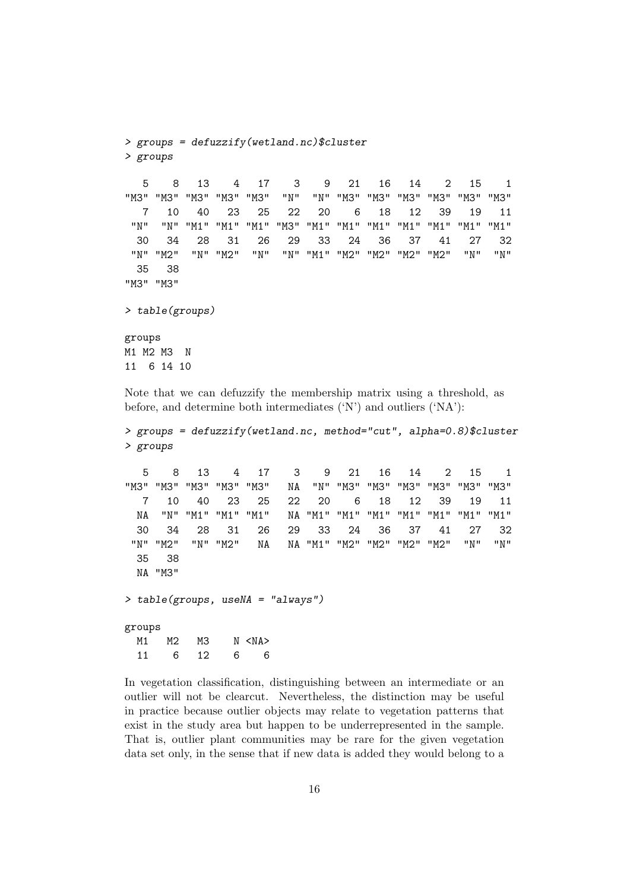```
> groups = defuzzify(wetland.nc)$cluster
> groups

   5    8   13    4   17    3    9   21   16   14    2   15    1 
"M3" "M3" "M3" "M3" "M3"  "N"  "N" "M3" "M3" "M3" "M3" "M3" "M3" 
   7   10   40   23   25   22   20    6   18   12   39   19   11 
 "N"  "N" "M1" "M1" "M1" "M3" "M1" "M1" "M1" "M1" "M1" "M1" "M1" 
  30   34   28   31   26   29   33   24   36   37   41   27   32 
 "N" "M2"  "N" "M2"  "N"  "N" "M1" "M2" "M2" "M2" "M2"  "N"  "N" 
  35   38 
"M3" "M3" 

> table(groups)

groups
M1 M2 M3  N 
11  6 14 10 
```

Note that we can defuzzify the membership matrix using a threshold, as before, and determine both intermediates ('N') and outliers ('NA'):

```
> groups = defuzzify(wetland.nc, method="cut", alpha=0.8)$cluster
> groups

   5    8   13    4   17    3    9   21   16   14    2   15    1 
"M3" "M3" "M3" "M3" "M3"   NA  "N" "M3" "M3" "M3" "M3" "M3" "M3" 
   7   10   40   23   25   22   20    6   18   12   39   19   11 
  NA  "N" "M1" "M1" "M1"   NA "M1" "M1" "M1" "M1" "M1" "M1" "M1" 
  30   34   28   31   26   29   33   24   36   37   41   27   32 
 "N" "M2"  "N" "M2"   NA   NA "M1" "M2" "M2" "M2" "M2"  "N"  "N" 
  35   38 
  NA "M3" 

> table(groups, useNA = "always")

groups
  M1   M2   M3    N <NA> 
  11    6   12    6    6 
```

In vegetation classification, distinguishing between an intermediate or an outlier will not be clearcut. Nevertheless, the distinction may be useful in practice because outlier objects may relate to vegetation patterns that exist in the study area but happen to be underrepresented in the sample. That is, outlier plant communities may be rare for the given vegetation data set only, in the sense that if new data is added they would belong to a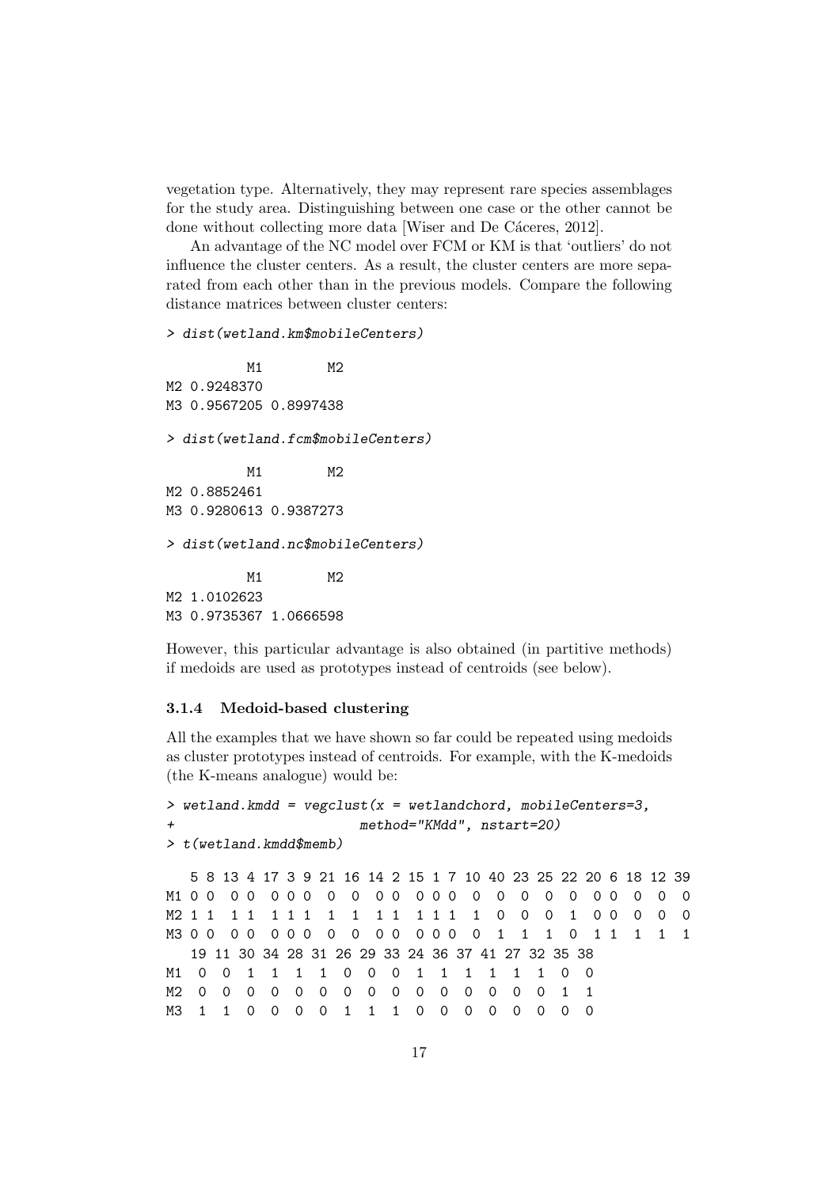vegetation type. Alternatively, they may represent rare species assemblages for the study area. Distinguishing between one case or the other cannot be done without collecting more data [Wiser and De Cáceres, 2012].

An advantage of the NC model over FCM or KM is that 'outliers' do not influence the cluster centers. As a result, the cluster centers are more separated from each other than in the previous models. Compare the following distance matrices between cluster centers:

```
> dist(wetland.km$mobileCenters)

          M1        M2
M2 0.9248370
M3 0.9567205 0.8997438

> dist(wetland.fcm$mobileCenters)

          M1        M2
M2 0.8852461
M3 0.9280613 0.9387273

> dist(wetland.nc$mobileCenters)

          M1        M2
M2 1.0102623
M3 0.9735367 1.0666598
```

However, this particular advantage is also obtained (in partitive methods) if medoids are used as prototypes instead of centroids (see below).

### 3.1.4 Medoid-based clustering

All the examples that we have shown so far could be repeated using medoids as cluster prototypes instead of centroids. For example, with the K-medoids (the K-means analogue) would be:

```
> wetland.kmdd = vegclust(x = wetlandchord, mobileCenters=3,
+                         method="KMdd", nstart=20)
> t(wetland.kmdd$memb)

   5 8 13 4 17 3 9 21 16 14 2 15 1 7 10 40 23 25 22 20 6 18 12 39
M1 0 0  0 0  0 0 0  0  0  0 0  0 0 0  0  0  0  0  0  0 0  0  0  0
M2 1 1  1 1  1 1 1  1  1  1 1  1 1 1  1  0  0  0  1  0 0  0  0  0
M3 0 0  0 0  0 0 0  0  0  0 0  0 0 0  0  1  1  1  0  1 1  1  1  1
   19 11 30 34 28 31 26 29 33 24 36 37 41 27 32 35 38
M1  0  0  1  1  1  1  0  0  0  1  1  1  1  1  1  0  0
M2  0  0  0  0  0  0  0  0  0  0  0  0  0  0  0  1  1
M3  1  1  0  0  0  0  1  1  1  0  0  0  0  0  0  0  0
```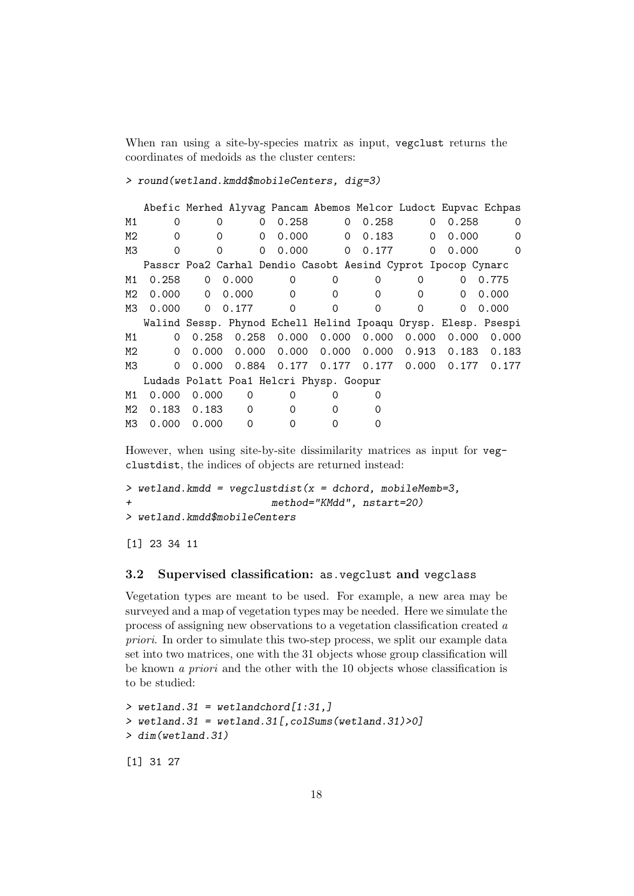When ran using a site-by-species matrix as input, `vegclust` returns the coordinates of medoids as the cluster centers:

```
> round(wetland.kmdd$mobileCenters, dig=3)
```

```
   Abefic Merhed Alyvag Pancam Abemos Melcor Ludoct Eupvac Echpas
M1      0      0      0  0.258      0  0.258      0  0.258      0
M2      0      0      0  0.000      0  0.183      0  0.000      0
M3      0      0      0  0.000      0  0.177      0  0.000      0
   Passcr Poa2 Carhal Dendio Casobt Aesind Cyprot Ipocop Cynarc
M1  0.258    0  0.000      0      0      0      0      0  0.775
M2  0.000    0  0.000      0      0      0      0      0  0.000
M3  0.000    0  0.177      0      0      0      0      0  0.000
   Walind Sessp. Phynod Echell Helind Ipoaqu Orysp. Elesp. Psespi
M1      0  0.258  0.258  0.000  0.000  0.000  0.000  0.000  0.000
M2      0  0.000  0.000  0.000  0.000  0.000  0.913  0.183  0.183
M3      0  0.000  0.884  0.177  0.177  0.177  0.000  0.177  0.177
   Ludads Polatt Poa1 Helcri Physp. Goopur
M1  0.000  0.000    0      0      0      0
M2  0.183  0.183    0      0      0      0
M3  0.000  0.000    0      0      0      0
```

However, when using site-by-site dissimilarity matrices as input for `vegclustdist`, the indices of objects are returned instead:

```
> wetland.kmdd = vegclustdist(x = dchord, mobileMemb=3,
+                            method="KMdd", nstart=20)
> wetland.kmdd$mobileCenters
```

```
[1] 23 34 11
```

### 3.2 Supervised classification: `as.vegclust` and `vegclass`

Vegetation types are meant to be used. For example, a new area may be surveyed and a map of vegetation types may be needed. Here we simulate the process of assigning new observations to a vegetation classification created *a priori*. In order to simulate this two-step process, we split our example data set into two matrices, one with the 31 objects whose group classification will be known *a priori* and the other with the 10 objects whose classification is to be studied:

```
> wetland.31 = wetlandchord[1:31,]
> wetland.31 = wetland.31[,colSums(wetland.31)>0]
> dim(wetland.31)
```

```
[1] 31 27
```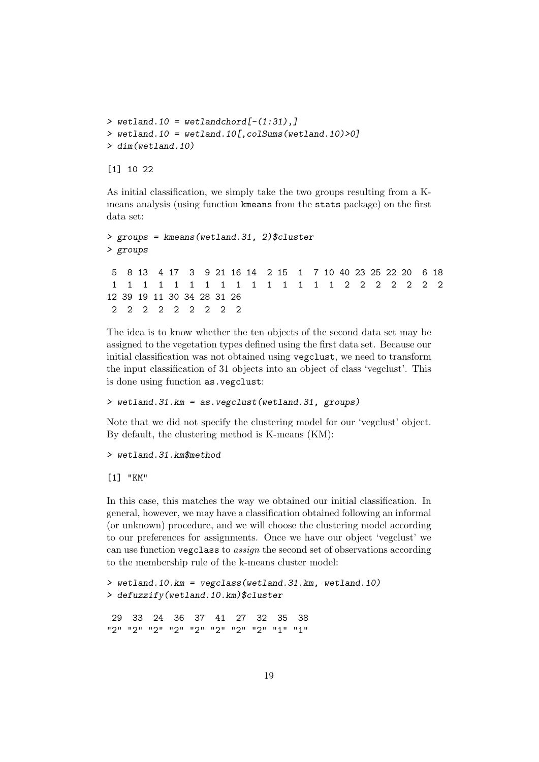```
> wetland.10 = wetlandchord[-(1:31),]
> wetland.10 = wetland.10[,colSums(wetland.10)>0]
> dim(wetland.10)
```

```
[1] 10 22
```

As initial classification, we simply take the two groups resulting from a K-means analysis (using function kmeans from the stats package) on the first data set:

```
> groups = kmeans(wetland.31, 2)$cluster
> groups
```

```
 5  8 13  4 17  3  9 21 16 14  2 15  1  7 10 40 23 25 22 20  6 18
 1  1  1  1  1  1  1  1  1  1  1  1  1  1  1  2  2  2  2  2  2  2
12 39 19 11 30 34 28 31 26
 2  2  2  2  2  2  2  2  2
```

The idea is to know whether the ten objects of the second data set may be assigned to the vegetation types defined using the first data set. Because our initial classification was not obtained using vegclust, we need to transform the input classification of 31 objects into an object of class 'vegclust'. This is done using function as.vegclust:

```
> wetland.31.km = as.vegclust(wetland.31, groups)
```

Note that we did not specify the clustering model for our 'vegclust' object. By default, the clustering method is K-means (KM):

```
> wetland.31.km$method
```

```
[1] "KM"
```

In this case, this matches the way we obtained our initial classification. In general, however, we may have a classification obtained following an informal (or unknown) procedure, and we will choose the clustering model according to our preferences for assignments. Once we have our object 'vegclust' we can use function vegclass to *assign* the second set of observations according to the membership rule of the k-means cluster model:

```
> wetland.10.km = vegclass(wetland.31.km, wetland.10)
> defuzzify(wetland.10.km)$cluster
```

```
 29  33  24  36  37  41  27  32  35  38
"2" "2" "2" "2" "2" "2" "2" "2" "1" "1"
```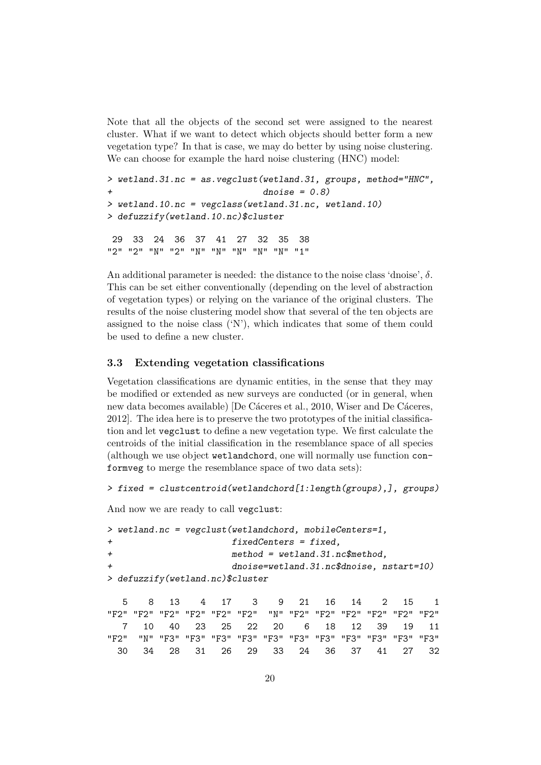Note that all the objects of the second set were assigned to the nearest cluster. What if we want to detect which objects should better form a new vegetation type? In that is case, we may do better by using noise clustering. We can choose for example the hard noise clustering (HNC) model:

```
> wetland.31.nc = as.vegclust(wetland.31, groups, method="HNC",
+                             dnoise = 0.8)
> wetland.10.nc = vegclass(wetland.31.nc, wetland.10)
> defuzzify(wetland.10.nc)$cluster

 29  33  24  36  37  41  27  32  35  38
"2" "2" "N" "2" "N" "N" "N" "N" "N" "1"
```

An additional parameter is needed: the distance to the noise class 'dnoise', $\delta$. This can be set either conventionally (depending on the level of abstraction of vegetation types) or relying on the variance of the original clusters. The results of the noise clustering model show that several of the ten objects are assigned to the noise class ('N'), which indicates that some of them could be used to define a new cluster.

### 3.3 Extending vegetation classifications

Vegetation classifications are dynamic entities, in the sense that they may be modified or extended as new surveys are conducted (or in general, when new data becomes available) [De Cáceres et al., 2010, Wiser and De Cáceres, 2012]. The idea here is to preserve the two prototypes of the initial classification and let `vegclust` to define a new vegetation type. We first calculate the centroids of the initial classification in the resemblance space of all species (although we use object `wetlandchord`, one will normally use function `conformveg` to merge the resemblance space of two data sets):

```
> fixed = clustcentroid(wetlandchord[1:length(groups),], groups)
```

And now we are ready to call `vegclust`:

```
> wetland.nc = vegclust(wetlandchord, mobileCenters=1,
+                       fixedCenters = fixed,
+                       method = wetland.31.nc$method,
+                       dnoise=wetland.31.nc$dnoise, nstart=10)
> defuzzify(wetland.nc)$cluster

   5    8   13    4   17    3    9   21   16   14    2   15    1
"F2" "F2" "F2" "F2" "F2" "F2"  "N" "F2" "F2" "F2" "F2" "F2" "F2"
   7   10   40   23   25   22   20    6   18   12   39   19   11
"F2"  "N" "F3" "F3" "F3" "F3" "F3" "F3" "F3" "F3" "F3" "F3" "F3"
  30   34   28   31   26   29   33   24   36   37   41   27   32
```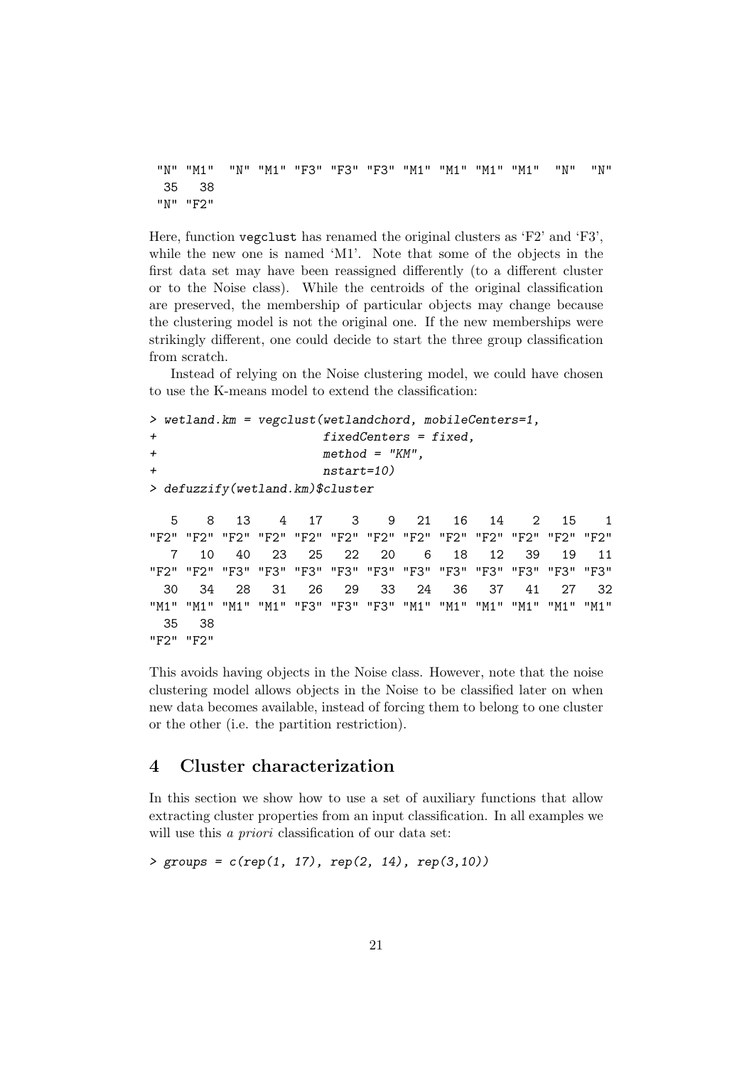```
 "N" "M1"  "N" "M1" "F3" "F3" "F3" "M1" "M1" "M1" "M1"  "N"  "N"
  35   38
 "N" "F2"
```

Here, function `vegclust` has renamed the original clusters as 'F2' and 'F3', while the new one is named 'M1'. Note that some of the objects in the first data set may have been reassigned differently (to a different cluster or to the Noise class). While the centroids of the original classification are preserved, the membership of particular objects may change because the clustering model is not the original one. If the new memberships were strikingly different, one could decide to start the three group classification from scratch.

Instead of relying on the Noise clustering model, we could have chosen to use the K-means model to extend the classification:

```
> wetland.km = vegclust(wetlandchord, mobileCenters=1,
+                      fixedCenters = fixed,
+                      method = "KM",
+                      nstart=10)
> defuzzify(wetland.km)$cluster

   5    8   13    4   17    3    9   21   16   14    2   15    1
"F2" "F2" "F2" "F2" "F2" "F2" "F2" "F2" "F2" "F2" "F2" "F2" "F2"
   7   10   40   23   25   22   20    6   18   12   39   19   11
"F2" "F2" "F3" "F3" "F3" "F3" "F3" "F3" "F3" "F3" "F3" "F3" "F3"
  30   34   28   31   26   29   33   24   36   37   41   27   32
"M1" "M1" "M1" "M1" "F3" "F3" "F3" "M1" "M1" "M1" "M1" "M1" "M1"
  35   38
"F2" "F2"
```

This avoids having objects in the Noise class. However, note that the noise clustering model allows objects in the Noise to be classified later on when new data becomes available, instead of forcing them to belong to one cluster or the other (i.e. the partition restriction).

## 4 Cluster characterization

In this section we show how to use a set of auxiliary functions that allow extracting cluster properties from an input classification. In all examples we will use this *a priori* classification of our data set:

```
> groups = c(rep(1, 17), rep(2, 14), rep(3,10))
```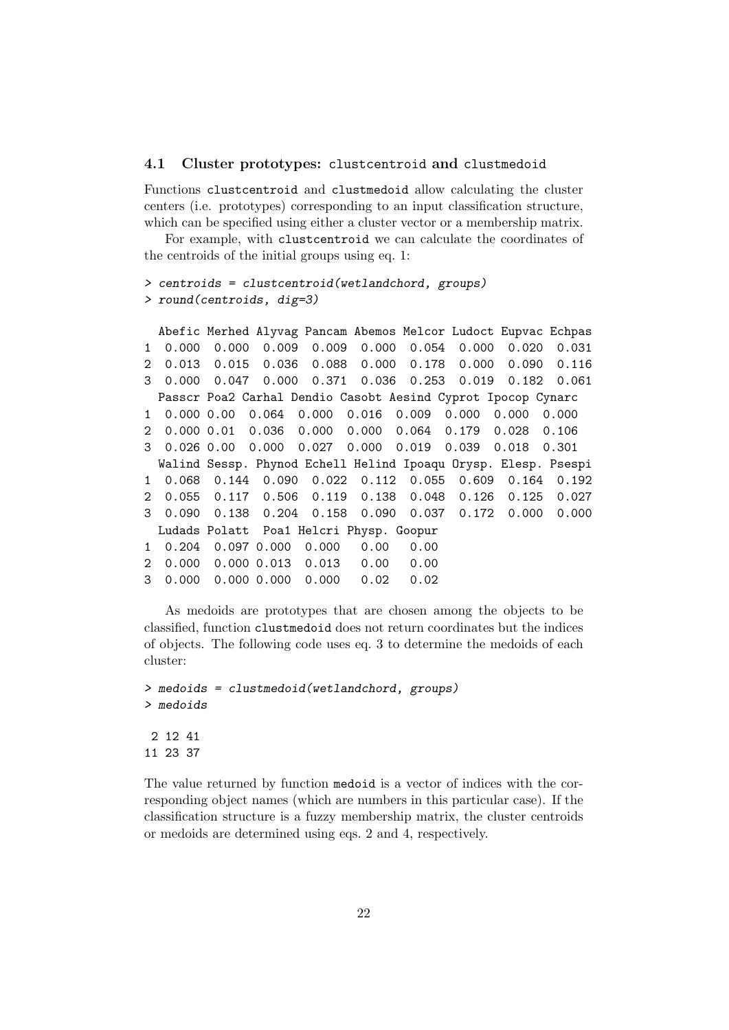### 4.1 Cluster prototypes: clustcentroid and clustmedoid

Functions clustcentroid and clustmedoid allow calculating the cluster centers (i.e. prototypes) corresponding to an input classification structure, which can be specified using either a cluster vector or a membership matrix.

For example, with clustcentroid we can calculate the coordinates of the centroids of the initial groups using eq. 1:

```
> centroids = clustcentroid(wetlandchord, groups)
> round(centroids, dig=3)

  Abefic Merhed Alyvag Pancam Abemos Melcor Ludoct Eupvac Echpas
1  0.000  0.000  0.009  0.009  0.000  0.054  0.000  0.020  0.031
2  0.013  0.015  0.036  0.088  0.000  0.178  0.000  0.090  0.116
3  0.000  0.047  0.000  0.371  0.036  0.253  0.019  0.182  0.061
  Passcr Poa2 Carhal Dendio Casobt Aesind Cyprot Ipocop Cynarc
1  0.000 0.00  0.064  0.000  0.016  0.009  0.000  0.000  0.000
2  0.000 0.01  0.036  0.000  0.000  0.064  0.179  0.028  0.106
3  0.026 0.00  0.000  0.027  0.000  0.019  0.039  0.018  0.301
  Walind Sessp. Phynod Echell Helind Ipoaqu Orysp. Elesp. Psespi
1  0.068  0.144  0.090  0.022  0.112  0.055  0.609  0.164  0.192
2  0.055  0.117  0.506  0.119  0.138  0.048  0.126  0.125  0.027
3  0.090  0.138  0.204  0.158  0.090  0.037  0.172  0.000  0.000
  Ludads Polatt  Poa1 Helcri Physp. Goopur
1  0.204  0.097 0.000  0.000   0.00   0.00
2  0.000  0.000 0.013  0.013   0.00   0.00
3  0.000  0.000 0.000  0.000   0.02   0.02
```

As medoids are prototypes that are chosen among the objects to be classified, function clustmedoid does not return coordinates but the indices of objects. The following code uses eq. 3 to determine the medoids of each cluster:

```
> medoids = clustmedoid(wetlandchord, groups)
> medoids

 2 12 41
11 23 37
```

The value returned by function medoid is a vector of indices with the corresponding object names (which are numbers in this particular case). If the classification structure is a fuzzy membership matrix, the cluster centroids or medoids are determined using eqs. 2 and 4, respectively.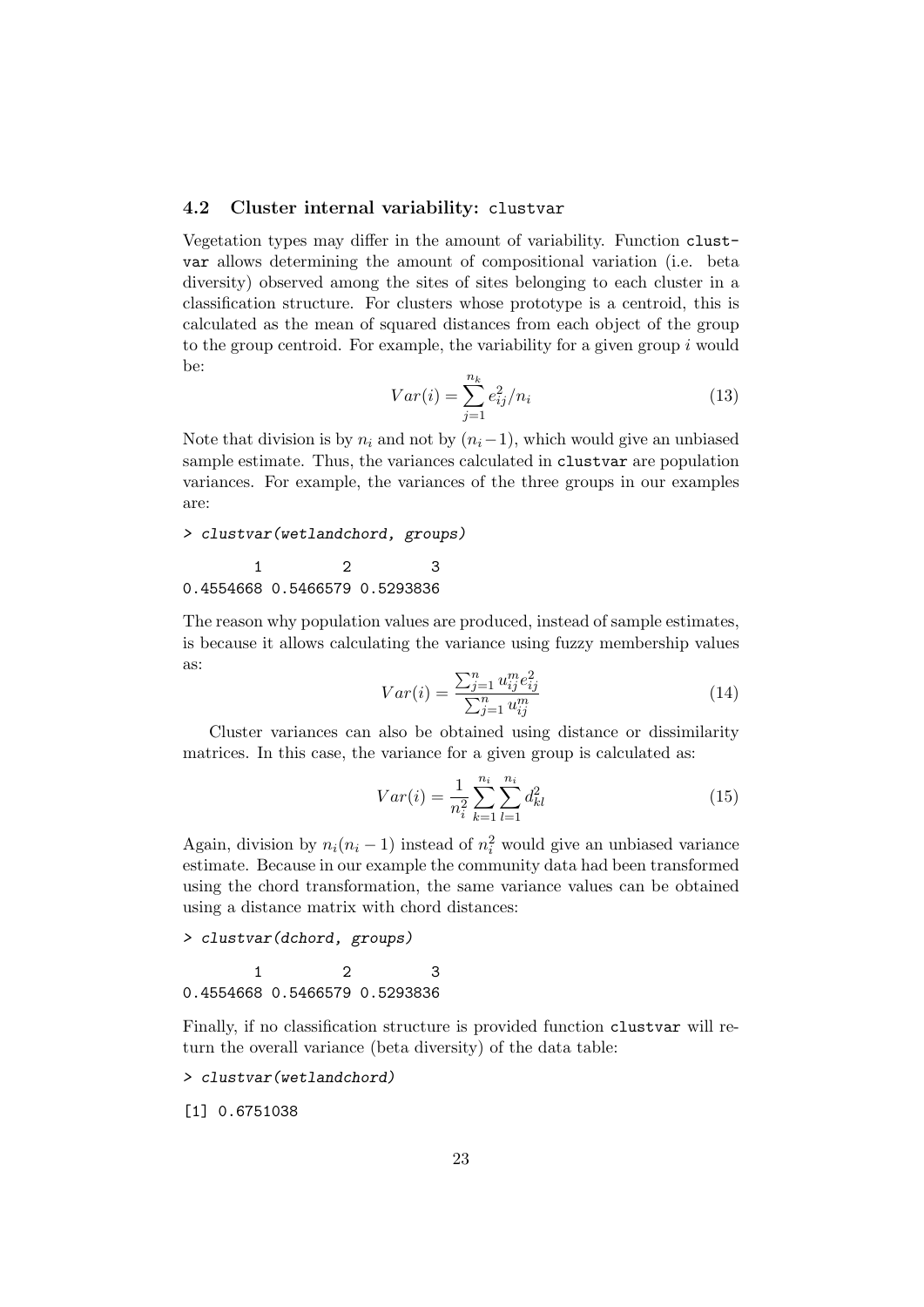### 4.2 Cluster internal variability: `clustvar`

Vegetation types may differ in the amount of variability. Function `clustvar` allows determining the amount of compositional variation (i.e. beta diversity) observed among the sites of sites belonging to each cluster in a classification structure. For clusters whose prototype is a centroid, this is calculated as the mean of squared distances from each object of the group to the group centroid. For example, the variability for a given group $i$ would be:

$$Var(i) = \sum_{j=1}^{n_k} e_{ij}^2 / n_i \tag{13}$$

Note that division is by $n_i$ and not by $(n_i - 1)$, which would give an unbiased sample estimate. Thus, the variances calculated in `clustvar` are population variances. For example, the variances of the three groups in our examples are:

```
> clustvar(wetlandchord, groups)

        1         2         3 
0.4554668 0.5466579 0.5293836 
```

The reason why population values are produced, instead of sample estimates, is because it allows calculating the variance using fuzzy membership values as:

$$Var(i) = \frac{\sum_{j=1}^{n} u_{ij}^m e_{ij}^2}{\sum_{j=1}^{n} u_{ij}^m} \tag{14}$$

Cluster variances can also be obtained using distance or dissimilarity matrices. In this case, the variance for a given group is calculated as:

$$Var(i) = \frac{1}{n_i^2} \sum_{k=1}^{n_i} \sum_{l=1}^{n_i} d_{kl}^2 \tag{15}$$

Again, division by $n_i(n_i - 1)$ instead of $n_i^2$ would give an unbiased variance estimate. Because in our example the community data had been transformed using the chord transformation, the same variance values can be obtained using a distance matrix with chord distances:

```
> clustvar(dchord, groups)

        1         2         3 
0.4554668 0.5466579 0.5293836 
```

Finally, if no classification structure is provided function `clustvar` will return the overall variance (beta diversity) of the data table:

```
> clustvar(wetlandchord)

[1] 0.6751038
```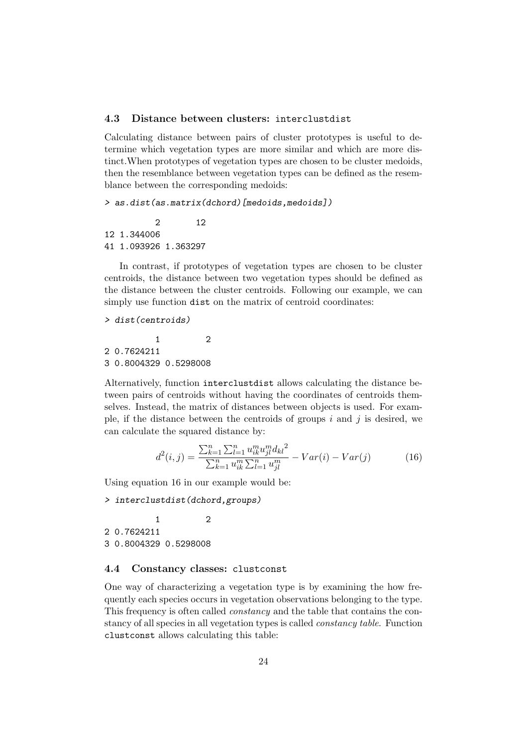### 4.3 Distance between clusters: `interclustdist`

Calculating distance between pairs of cluster prototypes is useful to determine which vegetation types are more similar and which are more distinct.When prototypes of vegetation types are chosen to be cluster medoids, then the resemblance between vegetation types can be defined as the resemblance between the corresponding medoids:

```
> as.dist(as.matrix(dchord)[medoids,medoids])

          2        12
12 1.344006
41 1.093926 1.363297
```

In contrast, if prototypes of vegetation types are chosen to be cluster centroids, the distance between two vegetation types should be defined as the distance between the cluster centroids. Following our example, we can simply use function `dist` on the matrix of centroid coordinates:

```
> dist(centroids)

          1         2
2 0.7624211
3 0.8004329 0.5298008
```

Alternatively, function `interclustdist` allows calculating the distance between pairs of centroids without having the coordinates of centroids themselves. Instead, the matrix of distances between objects is used. For example, if the distance between the centroids of groups $i$ and $j$ is desired, we can calculate the squared distance by:

$$d^2(i,j) = \frac{\sum_{k=1}^{n}\sum_{l=1}^{n} u_{ik}^m u_{jl}^m {d_{kl}}^2}{\sum_{k=1}^{n} u_{ik}^m \sum_{l=1}^{n} u_{jl}^m} - Var(i) - Var(j) \tag{16}$$

Using equation 16 in our example would be:

```
> interclustdist(dchord,groups)

          1         2
2 0.7624211
3 0.8004329 0.5298008
```

### 4.4 Constancy classes: `clustconst`

One way of characterizing a vegetation type is by examining the how frequently each species occurs in vegetation observations belonging to the type. This frequency is often called *constancy* and the table that contains the constancy of all species in all vegetation types is called *constancy table*. Function `clustconst` allows calculating this table: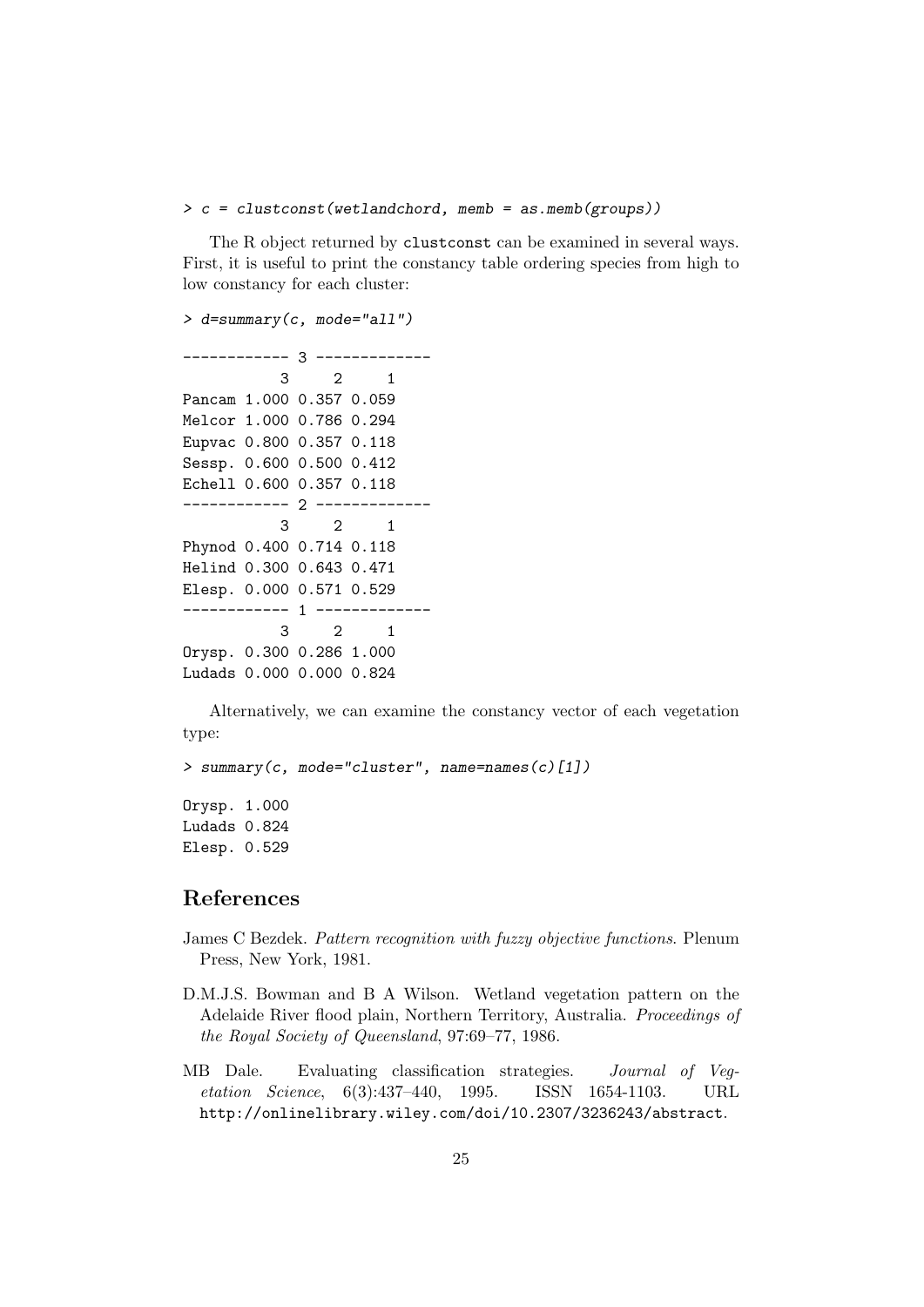```
> c = clustconst(wetlandchord, memb = as.memb(groups))
```

The R object returned by `clustconst` can be examined in several ways. First, it is useful to print the constancy table ordering species from high to low constancy for each cluster:

```
> d=summary(c, mode="all")

------------ 3 -------------
           3     2     1
Pancam 1.000 0.357 0.059
Melcor 1.000 0.786 0.294
Eupvac 0.800 0.357 0.118
Sessp. 0.600 0.500 0.412
Echell 0.600 0.357 0.118
------------ 2 -------------
           3     2     1
Phynod 0.400 0.714 0.118
Helind 0.300 0.643 0.471
Elesp. 0.000 0.571 0.529
------------ 1 -------------
           3     2     1
Orysp. 0.300 0.286 1.000
Ludads 0.000 0.000 0.824
```

Alternatively, we can examine the constancy vector of each vegetation type:

```
> summary(c, mode="cluster", name=names(c)[1])

Orysp. 1.000
Ludads 0.824
Elesp. 0.529
```

## References

James C Bezdek. *Pattern recognition with fuzzy objective functions*. Plenum Press, New York, 1981.

D.M.J.S. Bowman and B A Wilson. Wetland vegetation pattern on the Adelaide River flood plain, Northern Territory, Australia. *Proceedings of the Royal Society of Queensland*, 97:69–77, 1986.

MB Dale. Evaluating classification strategies. *Journal of Vegetation Science*, 6(3):437–440, 1995. ISSN 1654-1103. URL `http://onlinelibrary.wiley.com/doi/10.2307/3236243/abstract`.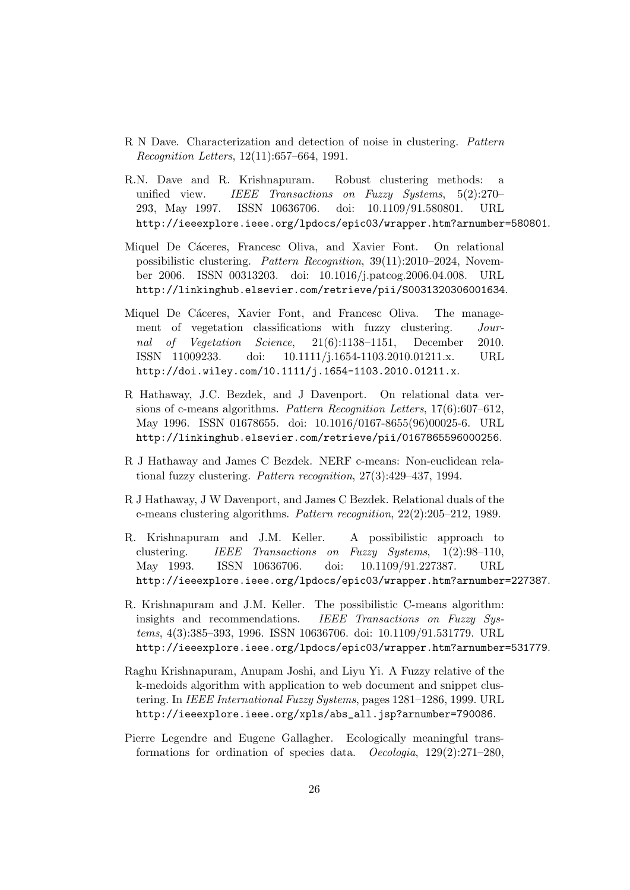R N Dave. Characterization and detection of noise in clustering. *Pattern Recognition Letters*, 12(11):657–664, 1991.

R.N. Dave and R. Krishnapuram. Robust clustering methods: a unified view. *IEEE Transactions on Fuzzy Systems*, 5(2):270–293, May 1997. ISSN 10636706. doi: 10.1109/91.580801. URL http://ieeexplore.ieee.org/lpdocs/epic03/wrapper.htm?arnumber=580801.

Miquel De Cáceres, Francesc Oliva, and Xavier Font. On relational possibilistic clustering. *Pattern Recognition*, 39(11):2010–2024, November 2006. ISSN 00313203. doi: 10.1016/j.patcog.2006.04.008. URL http://linkinghub.elsevier.com/retrieve/pii/S0031320306001634.

Miquel De Cáceres, Xavier Font, and Francesc Oliva. The management of vegetation classifications with fuzzy clustering. *Journal of Vegetation Science*, 21(6):1138–1151, December 2010. ISSN 11009233. doi: 10.1111/j.1654-1103.2010.01211.x. URL http://doi.wiley.com/10.1111/j.1654-1103.2010.01211.x.

R Hathaway, J.C. Bezdek, and J Davenport. On relational data versions of c-means algorithms. *Pattern Recognition Letters*, 17(6):607–612, May 1996. ISSN 01678655. doi: 10.1016/0167-8655(96)00025-6. URL http://linkinghub.elsevier.com/retrieve/pii/0167865596000256.

R J Hathaway and James C Bezdek. NERF c-means: Non-euclidean relational fuzzy clustering. *Pattern recognition*, 27(3):429–437, 1994.

R J Hathaway, J W Davenport, and James C Bezdek. Relational duals of the c-means clustering algorithms. *Pattern recognition*, 22(2):205–212, 1989.

R. Krishnapuram and J.M. Keller. A possibilistic approach to clustering. *IEEE Transactions on Fuzzy Systems*, 1(2):98–110, May 1993. ISSN 10636706. doi: 10.1109/91.227387. URL http://ieeexplore.ieee.org/lpdocs/epic03/wrapper.htm?arnumber=227387.

R. Krishnapuram and J.M. Keller. The possibilistic C-means algorithm: insights and recommendations. *IEEE Transactions on Fuzzy Systems*, 4(3):385–393, 1996. ISSN 10636706. doi: 10.1109/91.531779. URL http://ieeexplore.ieee.org/lpdocs/epic03/wrapper.htm?arnumber=531779.

Raghu Krishnapuram, Anupam Joshi, and Liyu Yi. A Fuzzy relative of the k-medoids algorithm with application to web document and snippet clustering. In *IEEE International Fuzzy Systems*, pages 1281–1286, 1999. URL http://ieeexplore.ieee.org/xpls/abs_all.jsp?arnumber=790086.

Pierre Legendre and Eugene Gallagher. Ecologically meaningful transformations for ordination of species data. *Oecologia*, 129(2):271–280,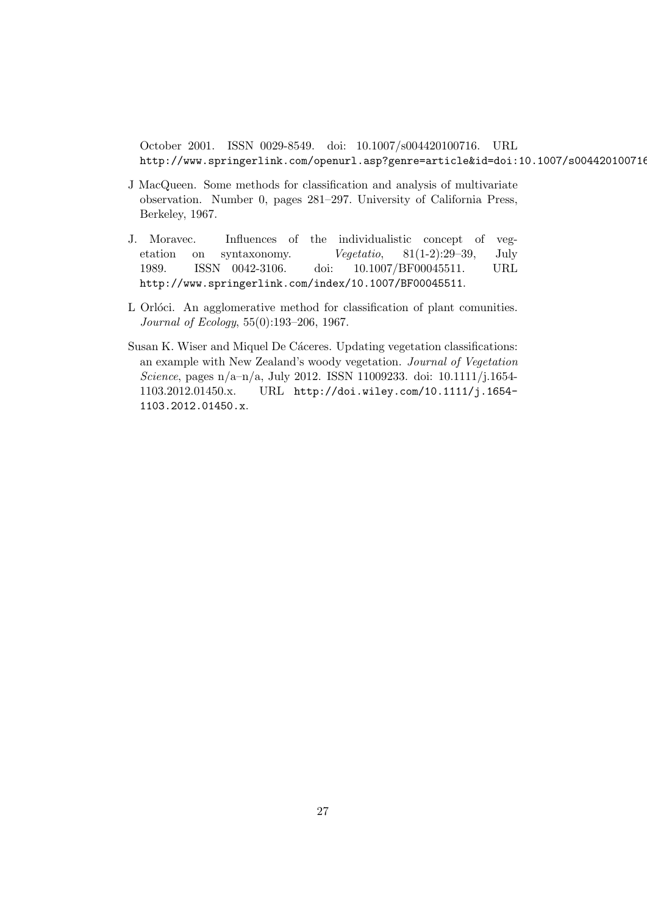October 2001. ISSN 0029-8549. doi: 10.1007/s004420100716. URL http://www.springerlink.com/openurl.asp?genre=article&id=doi:10.1007/s004420100716

J MacQueen. Some methods for classification and analysis of multivariate observation. Number 0, pages 281–297. University of California Press, Berkeley, 1967.

J. Moravec. Influences of the individualistic concept of vegetation on syntaxonomy. *Vegetatio*, 81(1-2):29–39, July 1989. ISSN 0042-3106. doi: 10.1007/BF00045511. URL http://www.springerlink.com/index/10.1007/BF00045511.

L Orlóci. An agglomerative method for classification of plant comunities. *Journal of Ecology*, 55(0):193–206, 1967.

Susan K. Wiser and Miquel De Cáceres. Updating vegetation classifications: an example with New Zealand's woody vegetation. *Journal of Vegetation Science*, pages n/a–n/a, July 2012. ISSN 11009233. doi: 10.1111/j.1654-1103.2012.01450.x. URL http://doi.wiley.com/10.1111/j.1654-1103.2012.01450.x.